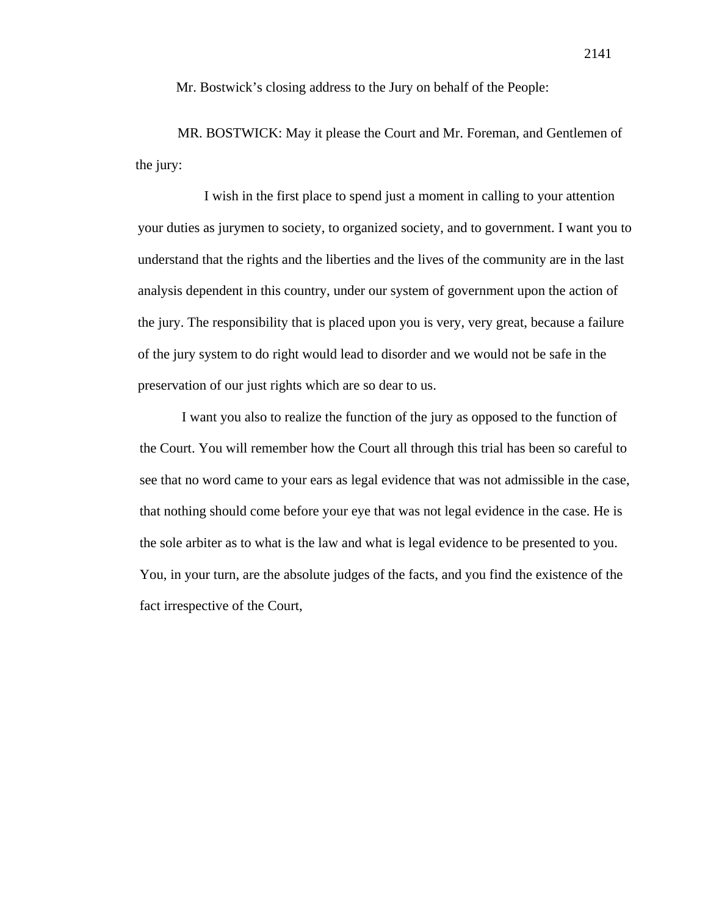Mr. Bostwick's closing address to the Jury on behalf of the People:

MR. BOSTWICK: May it please the Court and Mr. Foreman, and Gentlemen of the jury:

I wish in the first place to spend just a moment in calling to your attention your duties as jurymen to society, to organized society, and to government. I want you to understand that the rights and the liberties and the lives of the community are in the last analysis dependent in this country, under our system of government upon the action of the jury. The responsibility that is placed upon you is very, very great, because a failure of the jury system to do right would lead to disorder and we would not be safe in the preservation of our just rights which are so dear to us.

I want you also to realize the function of the jury as opposed to the function of the Court. You will remember how the Court all through this trial has been so careful to see that no word came to your ears as legal evidence that was not admissible in the case, that nothing should come before your eye that was not legal evidence in the case. He is the sole arbiter as to what is the law and what is legal evidence to be presented to you. You, in your turn, are the absolute judges of the facts, and you find the existence of the fact irrespective of the Court,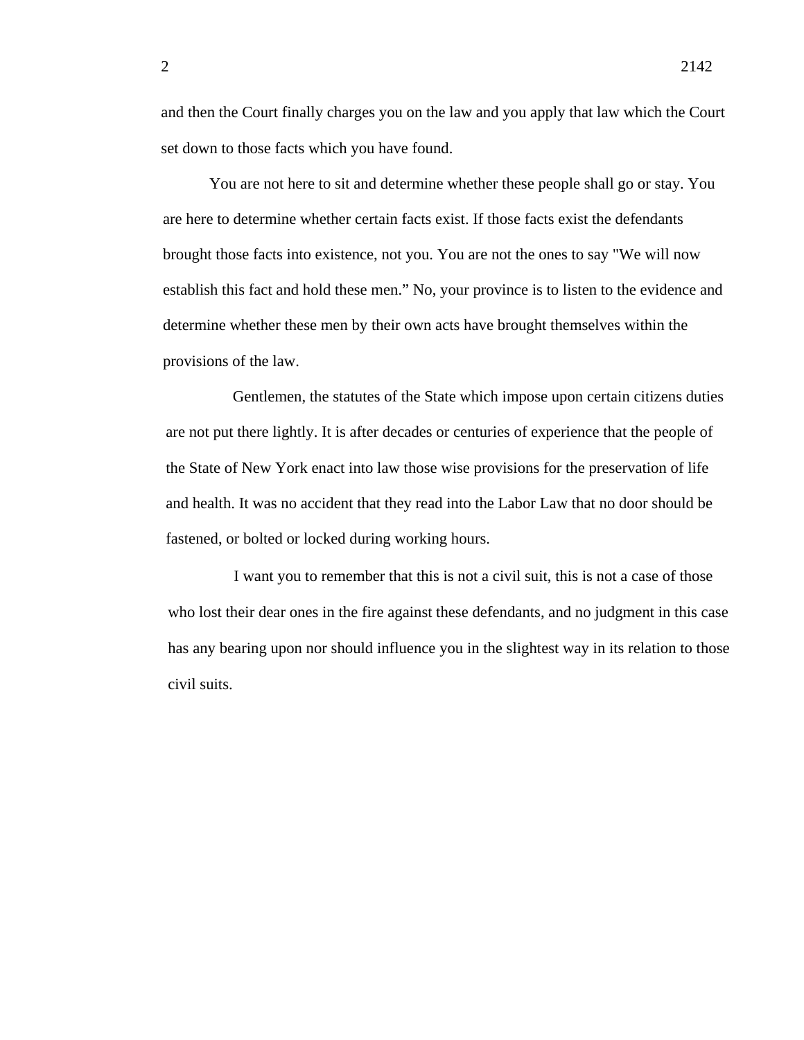and then the Court finally charges you on the law and you apply that law which the Court set down to those facts which you have found.

You are not here to sit and determine whether these people shall go or stay. You are here to determine whether certain facts exist. If those facts exist the defendants brought those facts into existence, not you. You are not the ones to say "We will now establish this fact and hold these men.” No, your province is to listen to the evidence and determine whether these men by their own acts have brought themselves within the provisions of the law.

Gentlemen, the statutes of the State which impose upon certain citizens duties are not put there lightly. It is after decades or centuries of experience that the people of the State of New York enact into law those wise provisions for the preservation of life and health. It was no accident that they read into the Labor Law that no door should be fastened, or bolted or locked during working hours.

I want you to remember that this is not a civil suit, this is not a case of those who lost their dear ones in the fire against these defendants, and no judgment in this case has any bearing upon nor should influence you in the slightest way in its relation to those civil suits.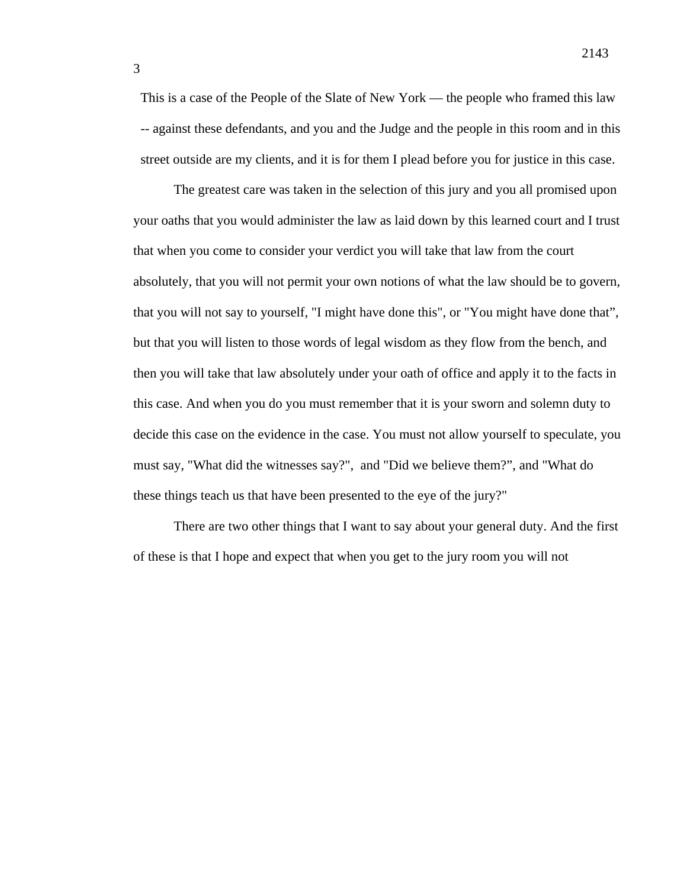This is a case of the People of the Slate of New York — the people who framed this law -- against these defendants, and you and the Judge and the people in this room and in this street outside are my clients, and it is for them I plead before you for justice in this case.

The greatest care was taken in the selection of this jury and you all promised upon your oaths that you would administer the law as laid down by this learned court and I trust that when you come to consider your verdict you will take that law from the court absolutely, that you will not permit your own notions of what the law should be to govern, that you will not say to yourself, "I might have done this", or "You might have done that”, but that you will listen to those words of legal wisdom as they flow from the bench, and then you will take that law absolutely under your oath of office and apply it to the facts in this case. And when you do you must remember that it is your sworn and solemn duty to decide this case on the evidence in the case. You must not allow yourself to speculate, you must say, "What did the witnesses say?", and "Did we believe them?”, and "What do these things teach us that have been presented to the eye of the jury?"

There are two other things that I want to say about your general duty. And the first of these is that I hope and expect that when you get to the jury room you will not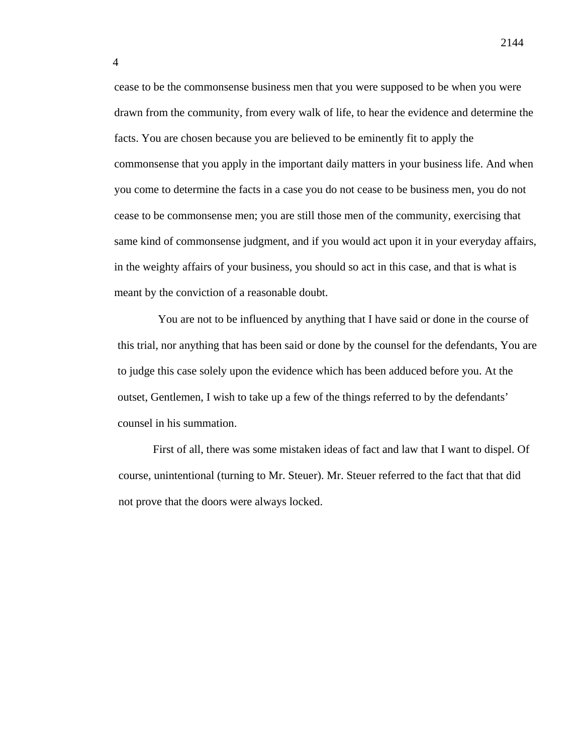cease to be the commonsense business men that you were supposed to be when you were drawn from the community, from every walk of life, to hear the evidence and determine the facts. You are chosen because you are believed to be eminently fit to apply the commonsense that you apply in the important daily matters in your business life. And when you come to determine the facts in a case you do not cease to be business men, you do not cease to be commonsense men; you are still those men of the community, exercising that same kind of commonsense judgment, and if you would act upon it in your everyday affairs, in the weighty affairs of your business, you should so act in this case, and that is what is meant by the conviction of a reasonable doubt.

You are not to be influenced by anything that I have said or done in the course of this trial, nor anything that has been said or done by the counsel for the defendants, You are to judge this case solely upon the evidence which has been adduced before you. At the outset, Gentlemen, I wish to take up a few of the things referred to by the defendants' counsel in his summation.

First of all, there was some mistaken ideas of fact and law that I want to dispel. Of course, unintentional (turning to Mr. Steuer). Mr. Steuer referred to the fact that that did not prove that the doors were always locked.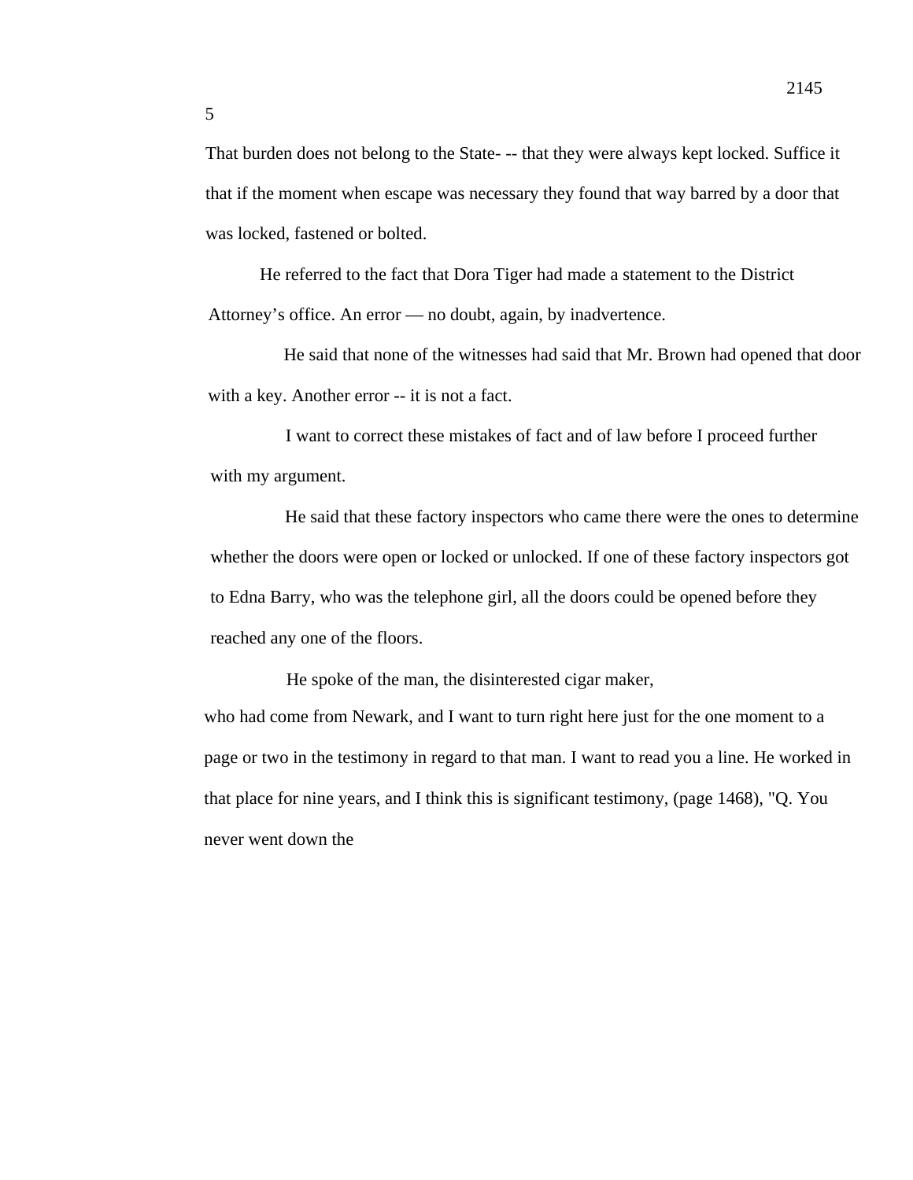That burden does not belong to the State- -- that they were always kept locked. Suffice it that if the moment when escape was necessary they found that way barred by a door that was locked, fastened or bolted.

He referred to the fact that Dora Tiger had made a statement to the District Attorney's office. An error — no doubt, again, by inadvertence.

He said that none of the witnesses had said that Mr. Brown had opened that door with a key. Another error -- it is not a fact.

I want to correct these mistakes of fact and of law before I proceed further with my argument.

He said that these factory inspectors who came there were the ones to determine whether the doors were open or locked or unlocked. If one of these factory inspectors got to Edna Barry, who was the telephone girl, all the doors could be opened before they reached any one of the floors.

He spoke of the man, the disinterested cigar maker, who had come from Newark, and I want to turn right here just for the one moment to a page or two in the testimony in regard to that man. I want to read you a line. He worked in that place for nine years, and I think this is significant testimony, (page 1468), "Q. You never went down the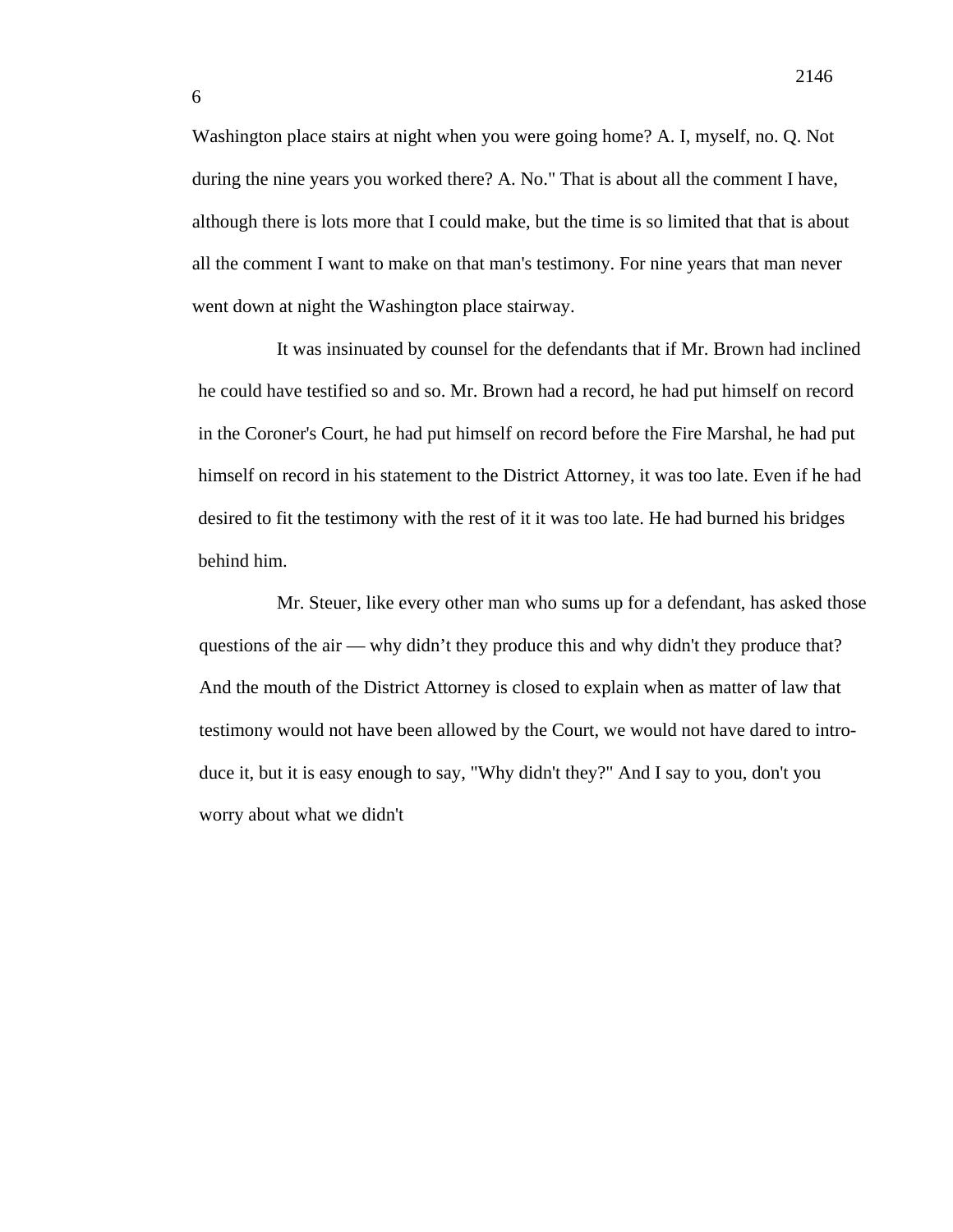Washington place stairs at night when you were going home? A. I, myself, no. Q. Not during the nine years you worked there? A. No." That is about all the comment I have, although there is lots more that I could make, but the time is so limited that that is about all the comment I want to make on that man's testimony. For nine years that man never went down at night the Washington place stairway.

It was insinuated by counsel for the defendants that if Mr. Brown had inclined he could have testified so and so. Mr. Brown had a record, he had put himself on record in the Coroner's Court, he had put himself on record before the Fire Marshal, he had put himself on record in his statement to the District Attorney, it was too late. Even if he had desired to fit the testimony with the rest of it it was too late. He had burned his bridges behind him.

Mr. Steuer, like every other man who sums up for a defendant, has asked those questions of the air — why didn't they produce this and why didn't they produce that? And the mouth of the District Attorney is closed to explain when as matter of law that testimony would not have been allowed by the Court, we would not have dared to introduce it, but it is easy enough to say, "Why didn't they?" And I say to you, don't you worry about what we didn't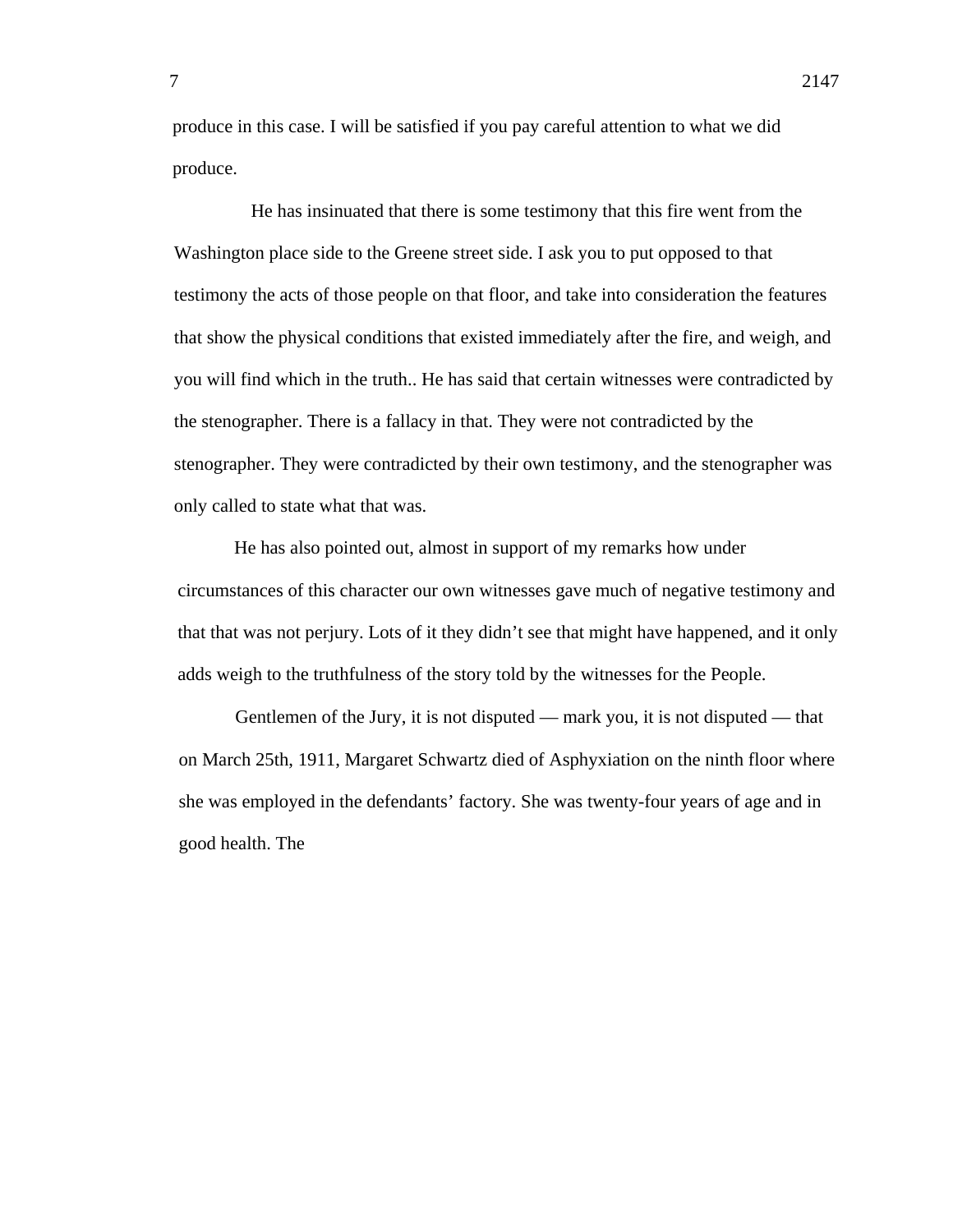produce in this case. I will be satisfied if you pay careful attention to what we did produce.

He has insinuated that there is some testimony that this fire went from the Washington place side to the Greene street side. I ask you to put opposed to that testimony the acts of those people on that floor, and take into consideration the features that show the physical conditions that existed immediately after the fire, and weigh, and you will find which in the truth.. He has said that certain witnesses were contradicted by the stenographer. There is a fallacy in that. They were not contradicted by the stenographer. They were contradicted by their own testimony, and the stenographer was only called to state what that was.

He has also pointed out, almost in support of my remarks how under circumstances of this character our own witnesses gave much of negative testimony and that that was not perjury. Lots of it they didn't see that might have happened, and it only adds weigh to the truthfulness of the story told by the witnesses for the People.

Gentlemen of the Jury, it is not disputed — mark you, it is not disputed — that on March 25th, 1911, Margaret Schwartz died of Asphyxiation on the ninth floor where she was employed in the defendants' factory. She was twenty-four years of age and in good health. The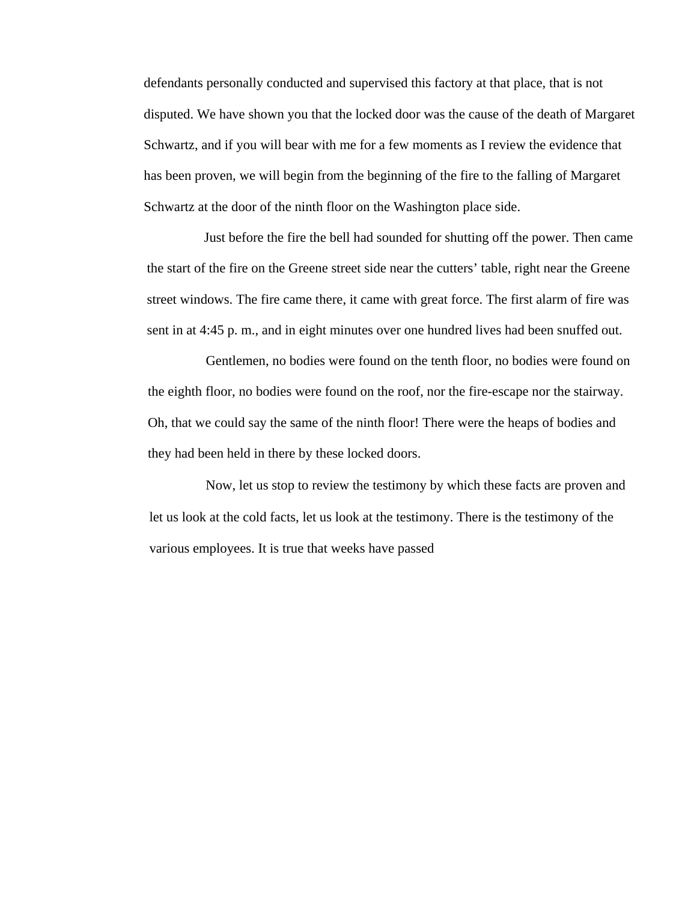defendants personally conducted and supervised this factory at that place, that is not disputed. We have shown you that the locked door was the cause of the death of Margaret Schwartz, and if you will bear with me for a few moments as I review the evidence that has been proven, we will begin from the beginning of the fire to the falling of Margaret Schwartz at the door of the ninth floor on the Washington place side.

Just before the fire the bell had sounded for shutting off the power. Then came the start of the fire on the Greene street side near the cutters' table, right near the Greene street windows. The fire came there, it came with great force. The first alarm of fire was sent in at 4:45 p. m., and in eight minutes over one hundred lives had been snuffed out.

Gentlemen, no bodies were found on the tenth floor, no bodies were found on the eighth floor, no bodies were found on the roof, nor the fire-escape nor the stairway. Oh, that we could say the same of the ninth floor! There were the heaps of bodies and they had been held in there by these locked doors.

Now, let us stop to review the testimony by which these facts are proven and let us look at the cold facts, let us look at the testimony. There is the testimony of the various employees. It is true that weeks have passed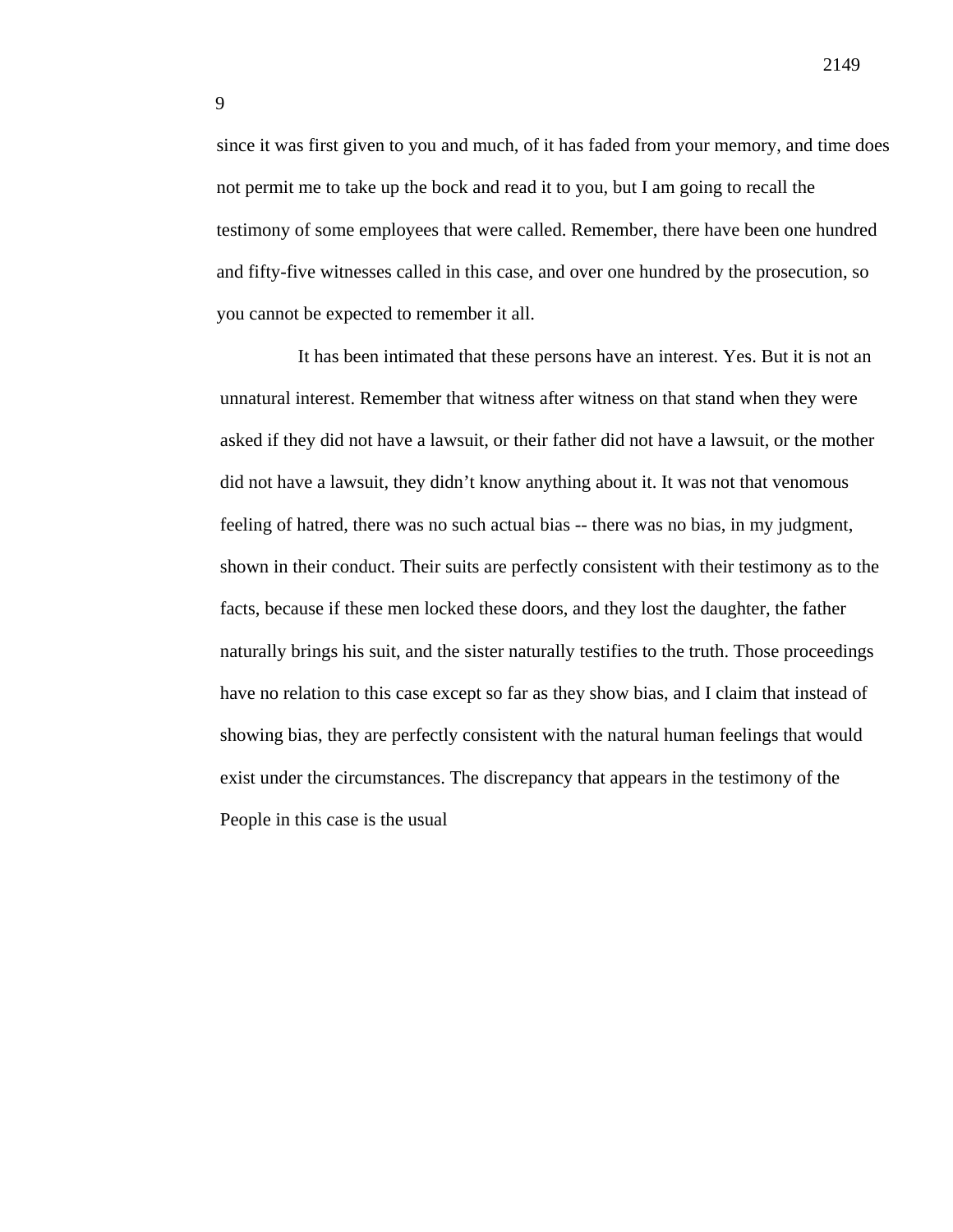since it was first given to you and much, of it has faded from your memory, and time does not permit me to take up the bock and read it to you, but I am going to recall the testimony of some employees that were called. Remember, there have been one hundred and fifty-five witnesses called in this case, and over one hundred by the prosecution, so you cannot be expected to remember it all.

It has been intimated that these persons have an interest. Yes. But it is not an unnatural interest. Remember that witness after witness on that stand when they were asked if they did not have a lawsuit, or their father did not have a lawsuit, or the mother did not have a lawsuit, they didn't know anything about it. It was not that venomous feeling of hatred, there was no such actual bias -- there was no bias, in my judgment, shown in their conduct. Their suits are perfectly consistent with their testimony as to the facts, because if these men locked these doors, and they lost the daughter, the father naturally brings his suit, and the sister naturally testifies to the truth. Those proceedings have no relation to this case except so far as they show bias, and I claim that instead of showing bias, they are perfectly consistent with the natural human feelings that would exist under the circumstances. The discrepancy that appears in the testimony of the People in this case is the usual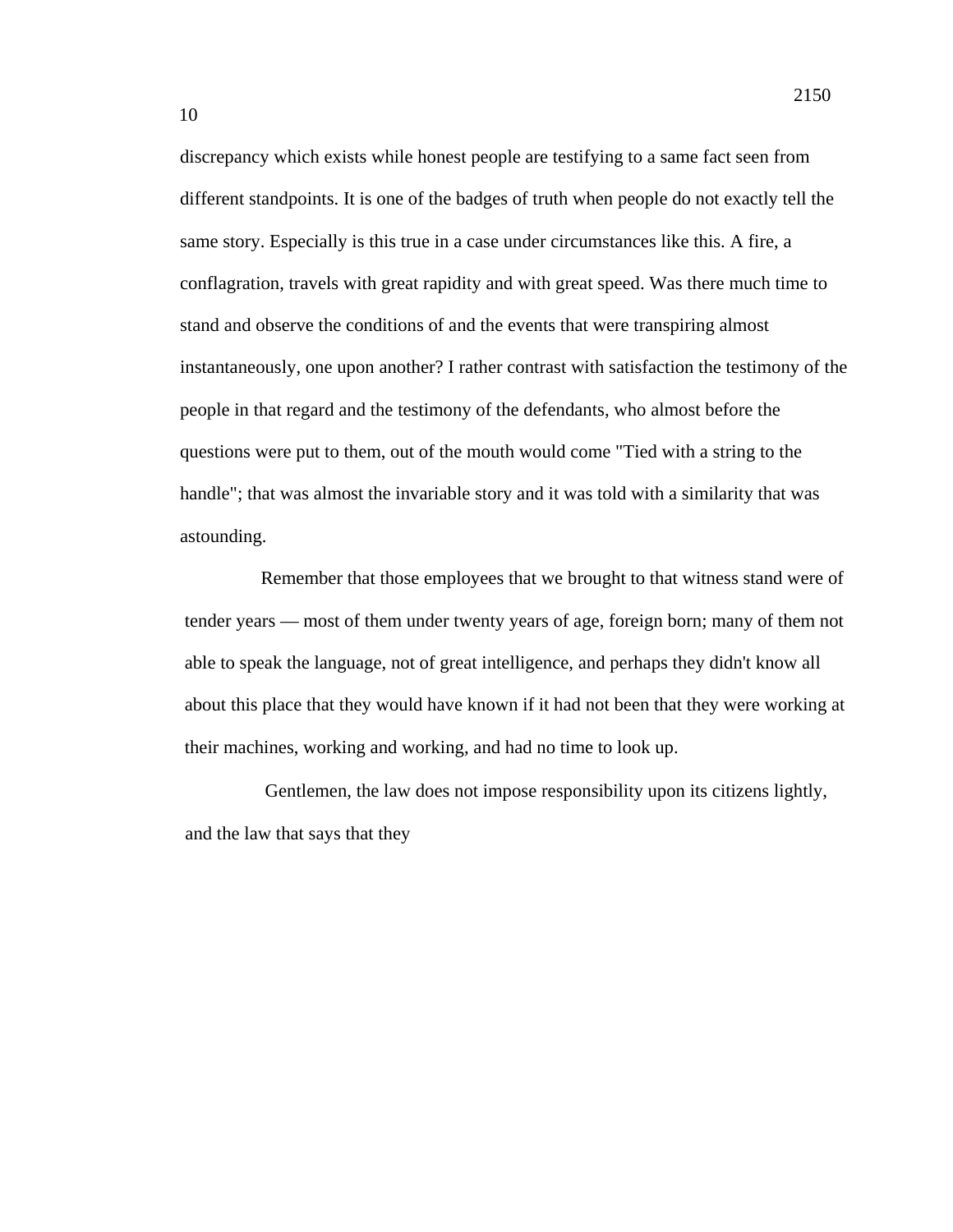discrepancy which exists while honest people are testifying to a same fact seen from different standpoints. It is one of the badges of truth when people do not exactly tell the same story. Especially is this true in a case under circumstances like this. A fire, a conflagration, travels with great rapidity and with great speed. Was there much time to stand and observe the conditions of and the events that were transpiring almost instantaneously, one upon another? I rather contrast with satisfaction the testimony of the people in that regard and the testimony of the defendants, who almost before the questions were put to them, out of the mouth would come "Tied with a string to the handle"; that was almost the invariable story and it was told with a similarity that was astounding.

Remember that those employees that we brought to that witness stand were of tender years — most of them under twenty years of age, foreign born; many of them not able to speak the language, not of great intelligence, and perhaps they didn't know all about this place that they would have known if it had not been that they were working at their machines, working and working, and had no time to look up.

Gentlemen, the law does not impose responsibility upon its citizens lightly, and the law that says that they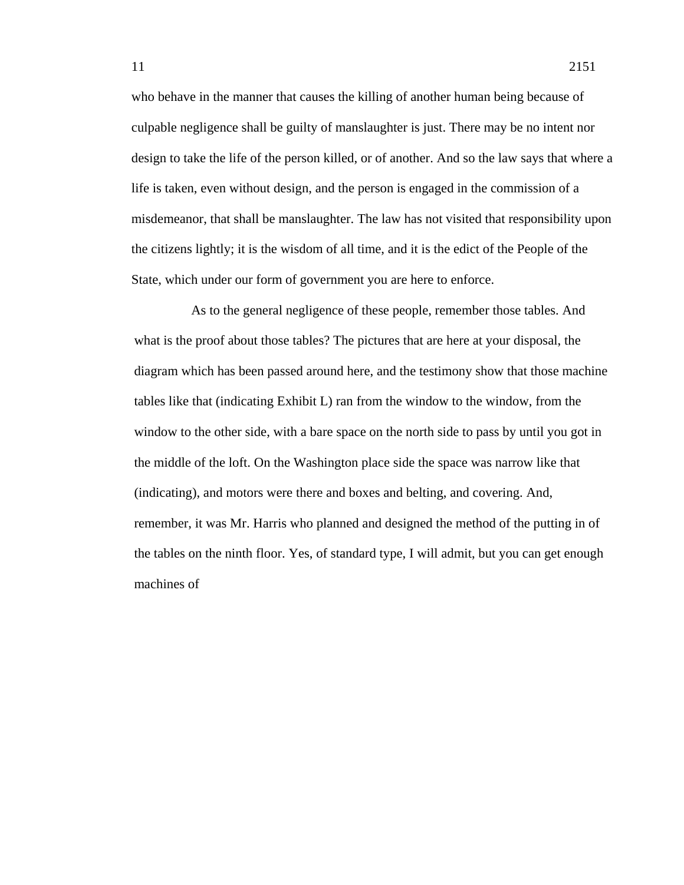who behave in the manner that causes the killing of another human being because of culpable negligence shall be guilty of manslaughter is just. There may be no intent nor design to take the life of the person killed, or of another. And so the law says that where a life is taken, even without design, and the person is engaged in the commission of a misdemeanor, that shall be manslaughter. The law has not visited that responsibility upon the citizens lightly; it is the wisdom of all time, and it is the edict of the People of the State, which under our form of government you are here to enforce.

As to the general negligence of these people, remember those tables. And what is the proof about those tables? The pictures that are here at your disposal, the diagram which has been passed around here, and the testimony show that those machine tables like that (indicating Exhibit L) ran from the window to the window, from the window to the other side, with a bare space on the north side to pass by until you got in the middle of the loft. On the Washington place side the space was narrow like that (indicating), and motors were there and boxes and belting, and covering. And, remember, it was Mr. Harris who planned and designed the method of the putting in of the tables on the ninth floor. Yes, of standard type, I will admit, but you can get enough machines of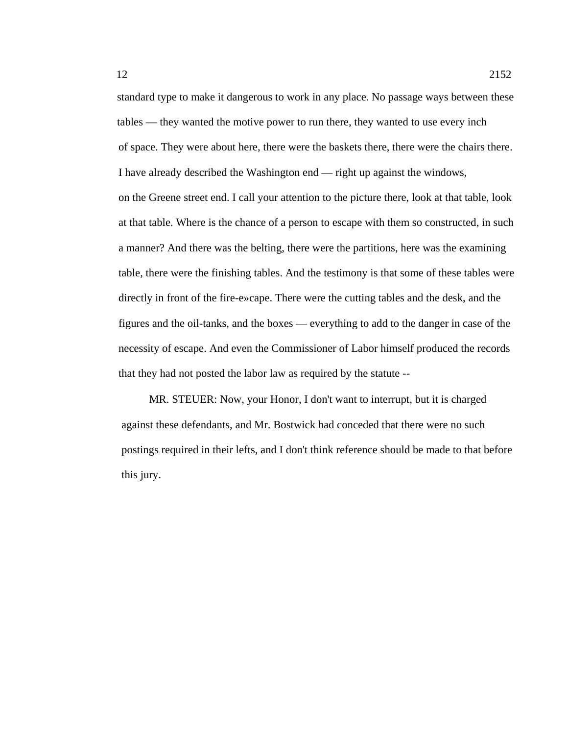standard type to make it dangerous to work in any place. No passage ways between these tables — they wanted the motive power to run there, they wanted to use every inch of space. They were about here, there were the baskets there, there were the chairs there. I have already described the Washington end — right up against the windows, on the Greene street end. I call your attention to the picture there, look at that table, look at that table. Where is the chance of a person to escape with them so constructed, in such a manner? And there was the belting, there were the partitions, here was the examining table, there were the finishing tables. And the testimony is that some of these tables were directly in front of the fire-e»cape. There were the cutting tables and the desk, and the figures and the oil-tanks, and the boxes — everything to add to the danger in case of the necessity of escape. And even the Commissioner of Labor himself produced the records that they had not posted the labor law as required by the statute --

MR. STEUER: Now, your Honor, I don't want to interrupt, but it is charged against these defendants, and Mr. Bostwick had conceded that there were no such postings required in their lefts, and I don't think reference should be made to that before this jury.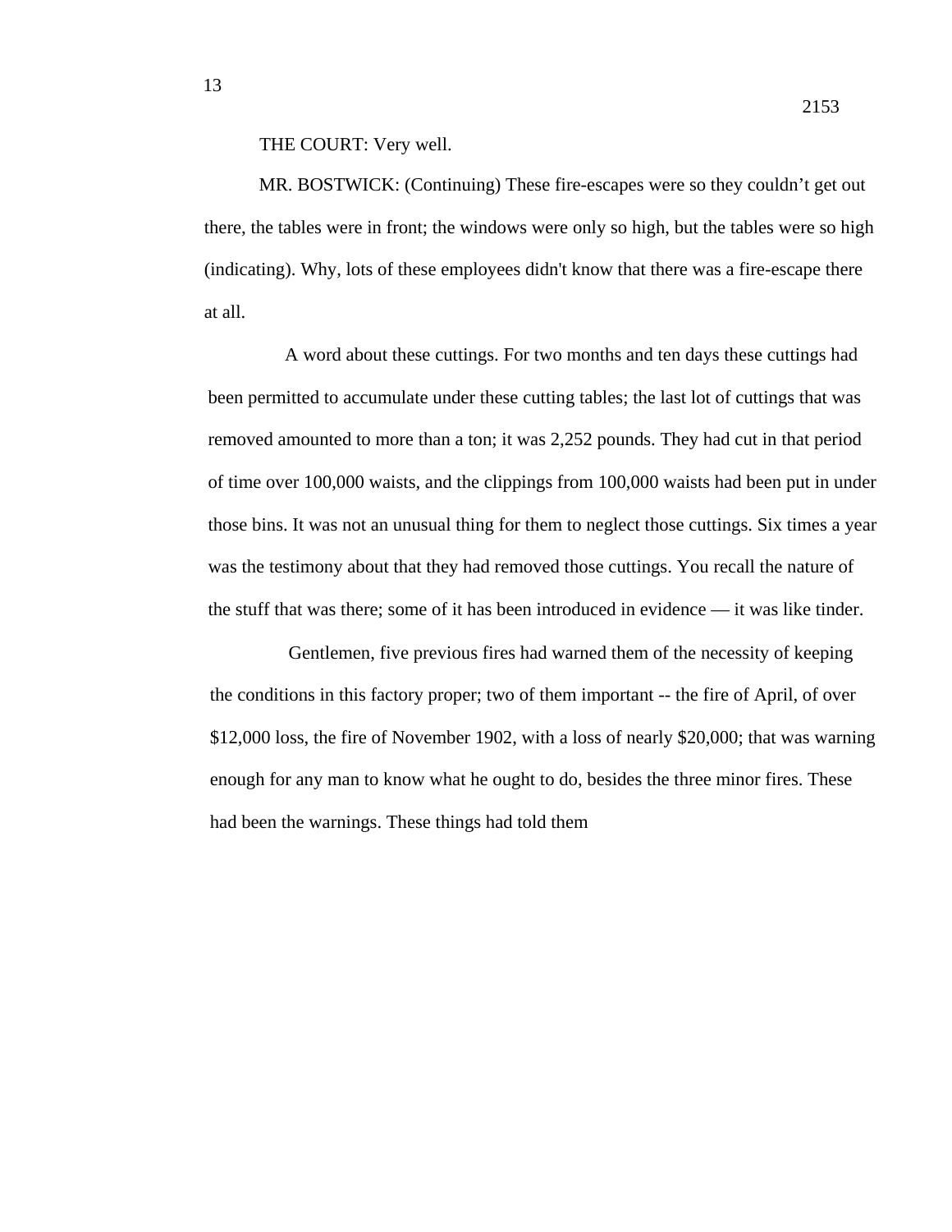THE COURT: Very well.

MR. BOSTWICK: (Continuing) These fire-escapes were so they couldn’t get out there, the tables were in front; the windows were only so high, but the tables were so high (indicating). Why, lots of these employees didn't know that there was a fire-escape there at all.

A word about these cuttings. For two months and ten days these cuttings had been permitted to accumulate under these cutting tables; the last lot of cuttings that was removed amounted to more than a ton; it was 2,252 pounds. They had cut in that period of time over 100,000 waists, and the clippings from 100,000 waists had been put in under those bins. It was not an unusual thing for them to neglect those cuttings. Six times a year was the testimony about that they had removed those cuttings. You recall the nature of the stuff that was there; some of it has been introduced in evidence — it was like tinder.

Gentlemen, five previous fires had warned them of the necessity of keeping the conditions in this factory proper; two of them important -- the fire of April, of over $12,000 loss, the fire of November 1902, with a loss of nearly $20,000; that was warning enough for any man to know what he ought to do, besides the three minor fires. These had been the warnings. These things had told them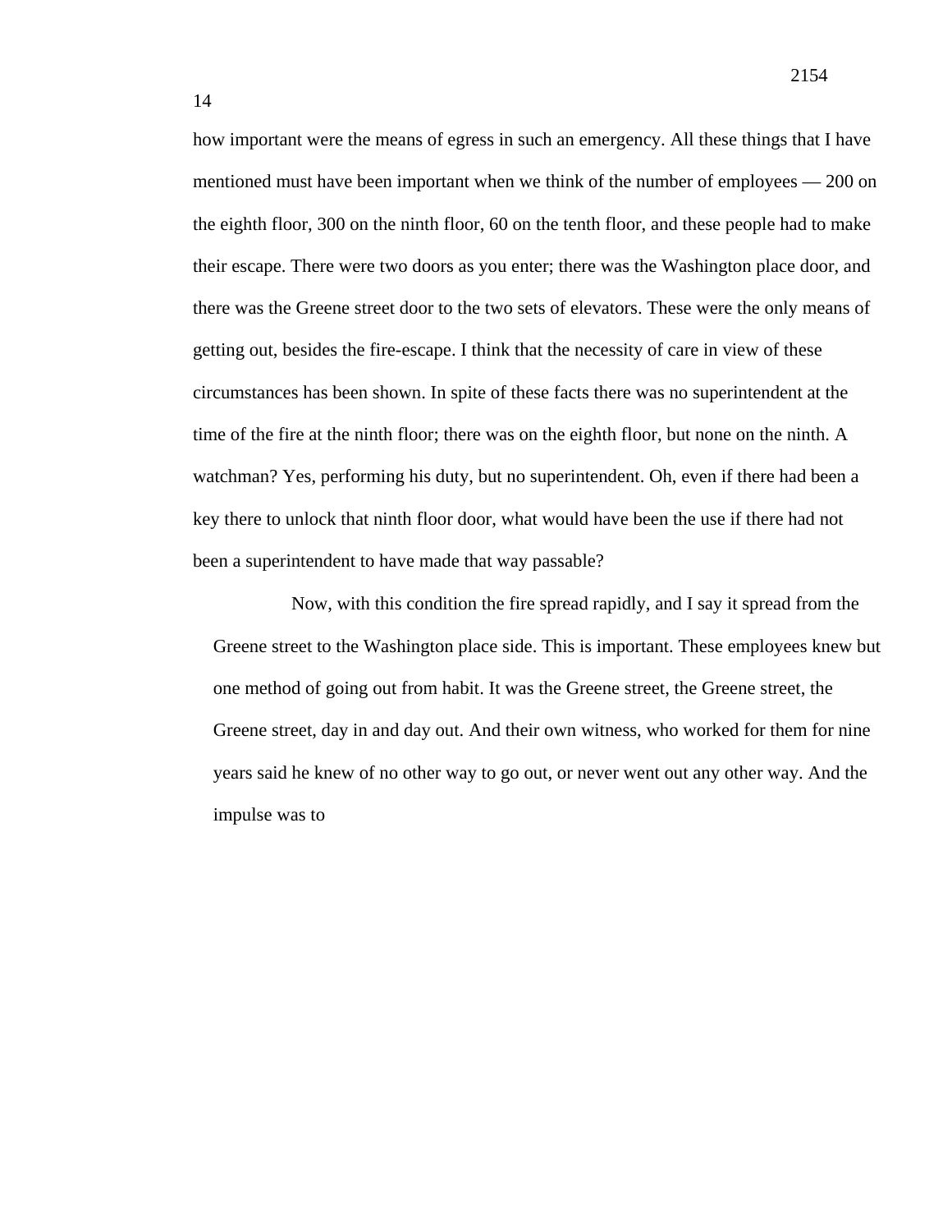how important were the means of egress in such an emergency. All these things that I have mentioned must have been important when we think of the number of employees — 200 on the eighth floor, 300 on the ninth floor, 60 on the tenth floor, and these people had to make their escape. There were two doors as you enter; there was the Washington place door, and there was the Greene street door to the two sets of elevators. These were the only means of getting out, besides the fire-escape. I think that the necessity of care in view of these circumstances has been shown. In spite of these facts there was no superintendent at the time of the fire at the ninth floor; there was on the eighth floor, but none on the ninth. A watchman? Yes, performing his duty, but no superintendent. Oh, even if there had been a key there to unlock that ninth floor door, what would have been the use if there had not been a superintendent to have made that way passable?

Now, with this condition the fire spread rapidly, and I say it spread from the Greene street to the Washington place side. This is important. These employees knew but one method of going out from habit. It was the Greene street, the Greene street, the Greene street, day in and day out. And their own witness, who worked for them for nine years said he knew of no other way to go out, or never went out any other way. And the impulse was to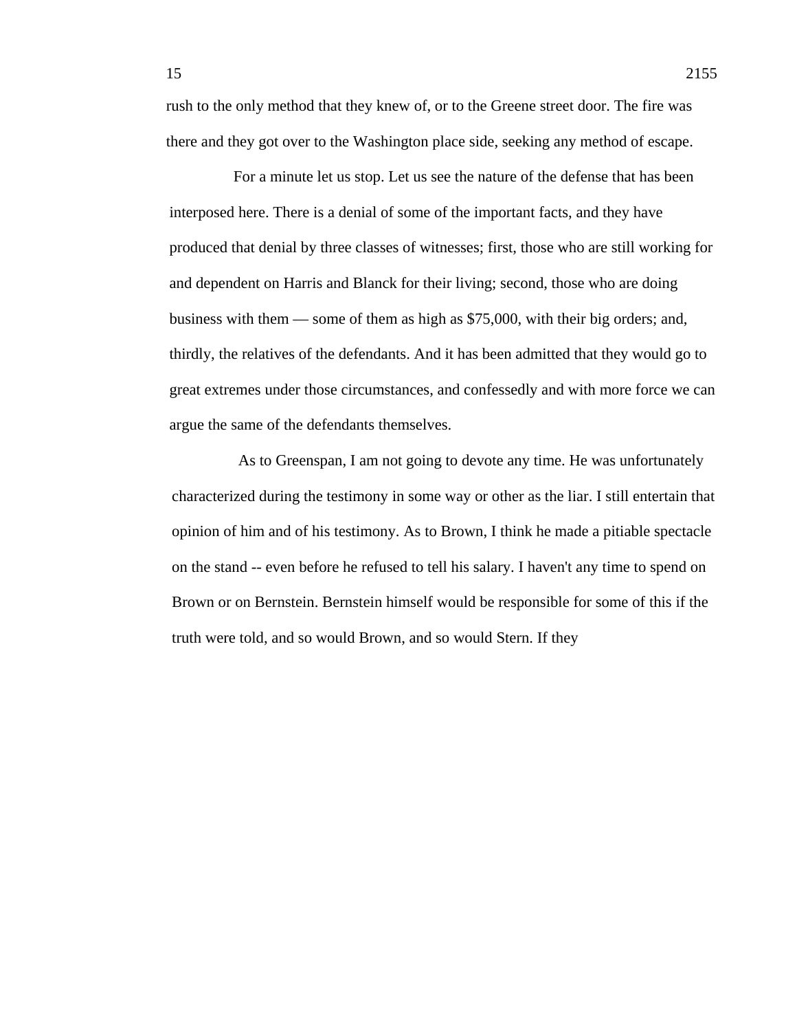rush to the only method that they knew of, or to the Greene street door. The fire was there and they got over to the Washington place side, seeking any method of escape.

For a minute let us stop. Let us see the nature of the defense that has been interposed here. There is a denial of some of the important facts, and they have produced that denial by three classes of witnesses; first, those who are still working for and dependent on Harris and Blanck for their living; second, those who are doing business with them — some of them as high as $75,000, with their big orders; and, thirdly, the relatives of the defendants. And it has been admitted that they would go to great extremes under those circumstances, and confessedly and with more force we can argue the same of the defendants themselves.

As to Greenspan, I am not going to devote any time. He was unfortunately characterized during the testimony in some way or other as the liar. I still entertain that opinion of him and of his testimony. As to Brown, I think he made a pitiable spectacle on the stand -- even before he refused to tell his salary. I haven't any time to spend on Brown or on Bernstein. Bernstein himself would be responsible for some of this if the truth were told, and so would Brown, and so would Stern. If they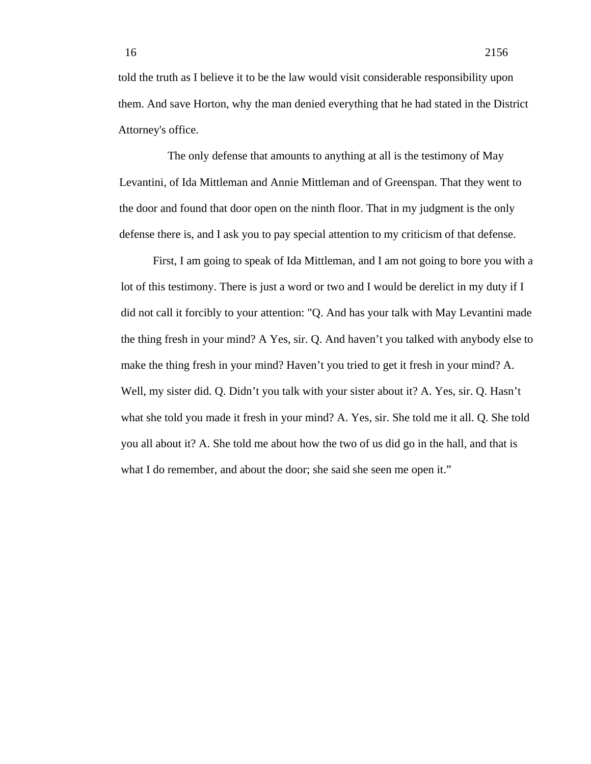told the truth as I believe it to be the law would visit considerable responsibility upon them. And save Horton, why the man denied everything that he had stated in the District Attorney's office.

The only defense that amounts to anything at all is the testimony of May Levantini, of Ida Mittleman and Annie Mittleman and of Greenspan. That they went to the door and found that door open on the ninth floor. That in my judgment is the only defense there is, and I ask you to pay special attention to my criticism of that defense.

First, I am going to speak of Ida Mittleman, and I am not going to bore you with a lot of this testimony. There is just a word or two and I would be derelict in my duty if I did not call it forcibly to your attention: "Q. And has your talk with May Levantini made the thing fresh in your mind? A Yes, sir. Q. And haven't you talked with anybody else to make the thing fresh in your mind? Haven't you tried to get it fresh in your mind? A. Well, my sister did. Q. Didn't you talk with your sister about it? A. Yes, sir. Q. Hasn't what she told you made it fresh in your mind? A. Yes, sir. She told me it all. Q. She told you all about it? A. She told me about how the two of us did go in the hall, and that is what I do remember, and about the door; she said she seen me open it."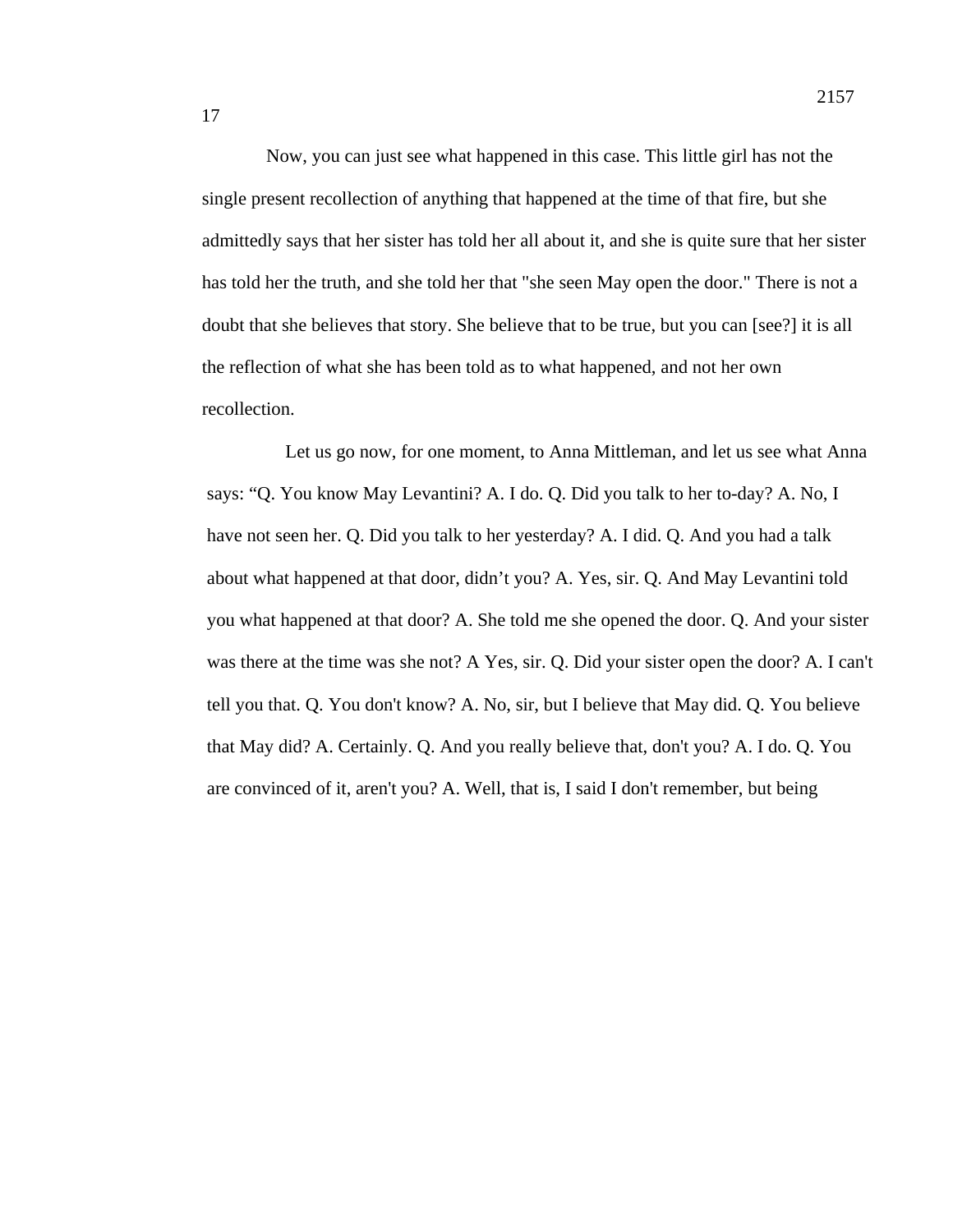Now, you can just see what happened in this case. This little girl has not the single present recollection of anything that happened at the time of that fire, but she admittedly says that her sister has told her all about it, and she is quite sure that her sister has told her the truth, and she told her that "she seen May open the door." There is not a doubt that she believes that story. She believe that to be true, but you can [see?] it is all the reflection of what she has been told as to what happened, and not her own recollection.

Let us go now, for one moment, to Anna Mittleman, and let us see what Anna says: "Q. You know May Levantini? A. I do. Q. Did you talk to her to-day? A. No, I have not seen her. Q. Did you talk to her yesterday? A. I did. Q. And you had a talk about what happened at that door, didn't you? A. Yes, sir. Q. And May Levantini told you what happened at that door? A. She told me she opened the door. Q. And your sister was there at the time was she not? A Yes, sir. Q. Did your sister open the door? A. I can't tell you that. Q. You don't know? A. No, sir, but I believe that May did. Q. You believe that May did? A. Certainly. Q. And you really believe that, don't you? A. I do. Q. You are convinced of it, aren't you? A. Well, that is, I said I don't remember, but being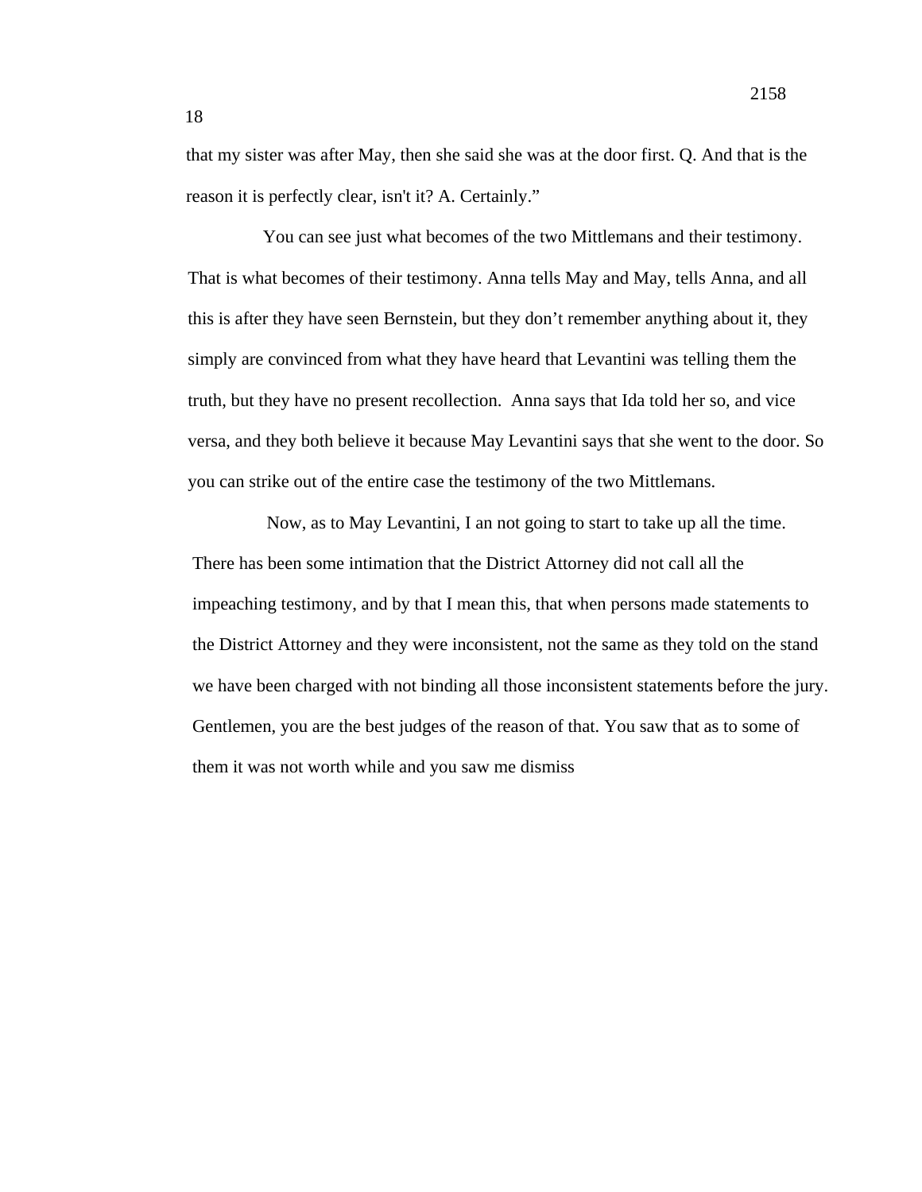that my sister was after May, then she said she was at the door first. Q. And that is the reason it is perfectly clear, isn't it? A. Certainly."

You can see just what becomes of the two Mittlemans and their testimony. That is what becomes of their testimony. Anna tells May and May, tells Anna, and all this is after they have seen Bernstein, but they don't remember anything about it, they simply are convinced from what they have heard that Levantini was telling them the truth, but they have no present recollection. Anna says that Ida told her so, and vice versa, and they both believe it because May Levantini says that she went to the door. So you can strike out of the entire case the testimony of the two Mittlemans.

Now, as to May Levantini, I an not going to start to take up all the time. There has been some intimation that the District Attorney did not call all the impeaching testimony, and by that I mean this, that when persons made statements to the District Attorney and they were inconsistent, not the same as they told on the stand we have been charged with not binding all those inconsistent statements before the jury. Gentlemen, you are the best judges of the reason of that. You saw that as to some of them it was not worth while and you saw me dismiss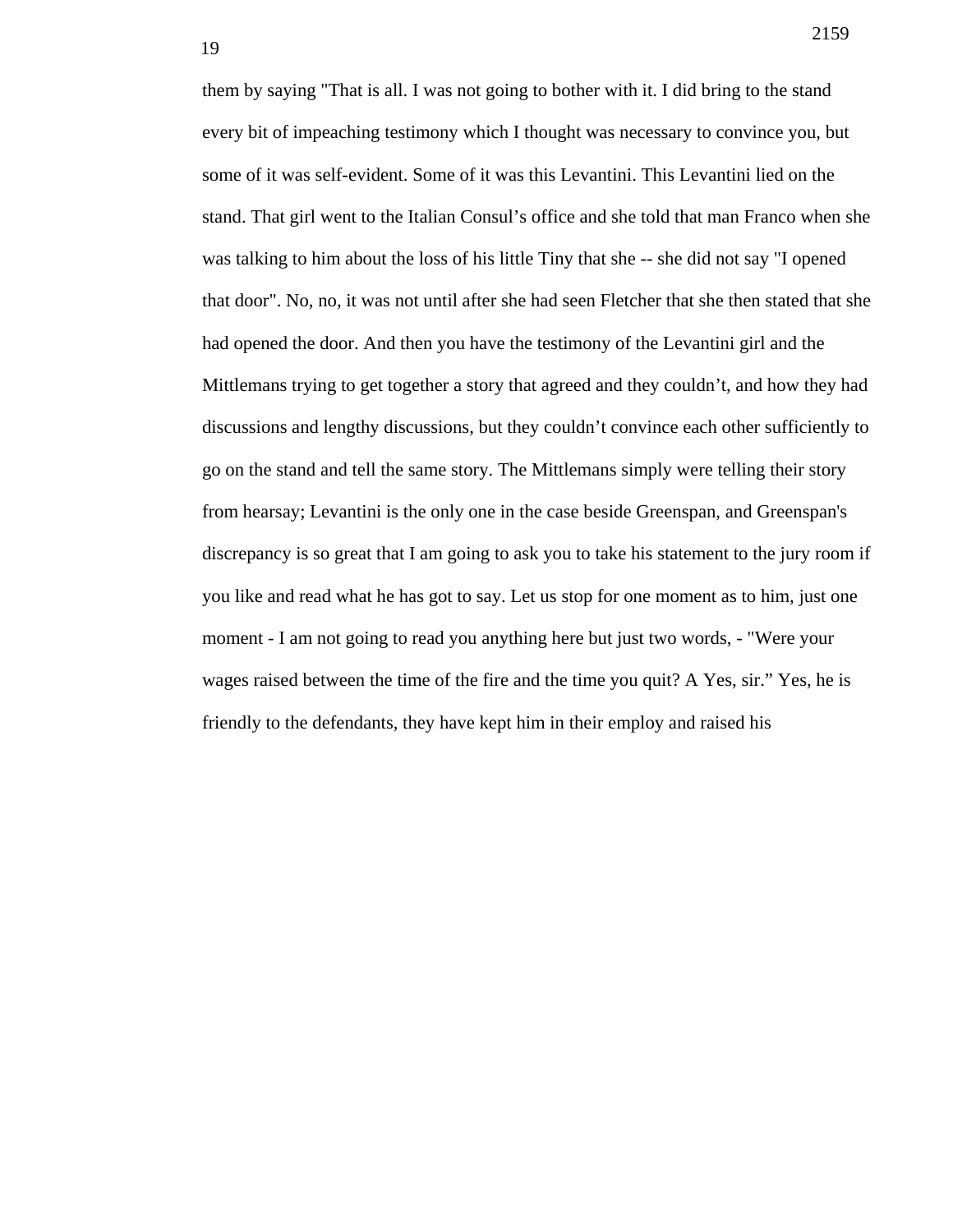them by saying "That is all. I was not going to bother with it. I did bring to the stand every bit of impeaching testimony which I thought was necessary to convince you, but some of it was self-evident. Some of it was this Levantini. This Levantini lied on the stand. That girl went to the Italian Consul's office and she told that man Franco when she was talking to him about the loss of his little Tiny that she -- she did not say "I opened that door". No, no, it was not until after she had seen Fletcher that she then stated that she had opened the door. And then you have the testimony of the Levantini girl and the Mittlemans trying to get together a story that agreed and they couldn't, and how they had discussions and lengthy discussions, but they couldn't convince each other sufficiently to go on the stand and tell the same story. The Mittlemans simply were telling their story from hearsay; Levantini is the only one in the case beside Greenspan, and Greenspan's discrepancy is so great that I am going to ask you to take his statement to the jury room if you like and read what he has got to say. Let us stop for one moment as to him, just one moment - I am not going to read you anything here but just two words, - "Were your wages raised between the time of the fire and the time you quit? A Yes, sir." Yes, he is friendly to the defendants, they have kept him in their employ and raised his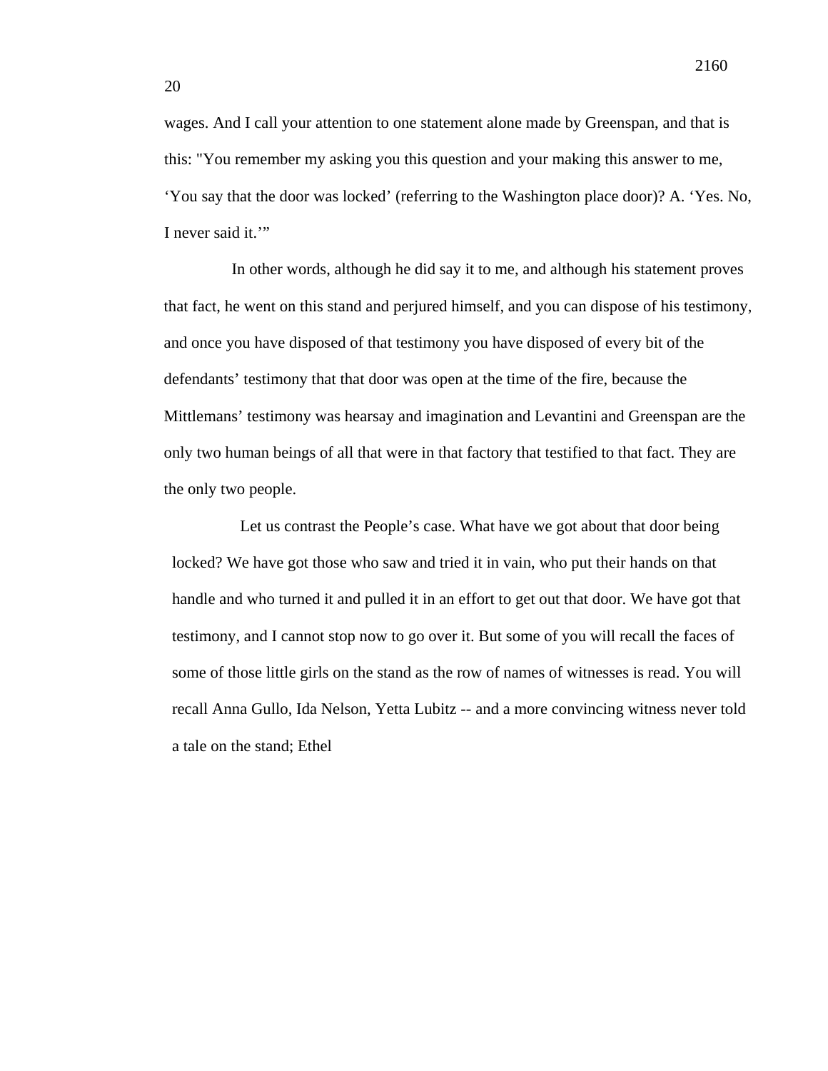wages. And I call your attention to one statement alone made by Greenspan, and that is this: "You remember my asking you this question and your making this answer to me, ‘You say that the door was locked’ (referring to the Washington place door)? A. ‘Yes. No, I never said it.’"

In other words, although he did say it to me, and although his statement proves that fact, he went on this stand and perjured himself, and you can dispose of his testimony, and once you have disposed of that testimony you have disposed of every bit of the defendants’ testimony that that door was open at the time of the fire, because the Mittlemans’ testimony was hearsay and imagination and Levantini and Greenspan are the only two human beings of all that were in that factory that testified to that fact. They are the only two people.

Let us contrast the People’s case. What have we got about that door being locked? We have got those who saw and tried it in vain, who put their hands on that handle and who turned it and pulled it in an effort to get out that door. We have got that testimony, and I cannot stop now to go over it. But some of you will recall the faces of some of those little girls on the stand as the row of names of witnesses is read. You will recall Anna Gullo, Ida Nelson, Yetta Lubitz -- and a more convincing witness never told a tale on the stand; Ethel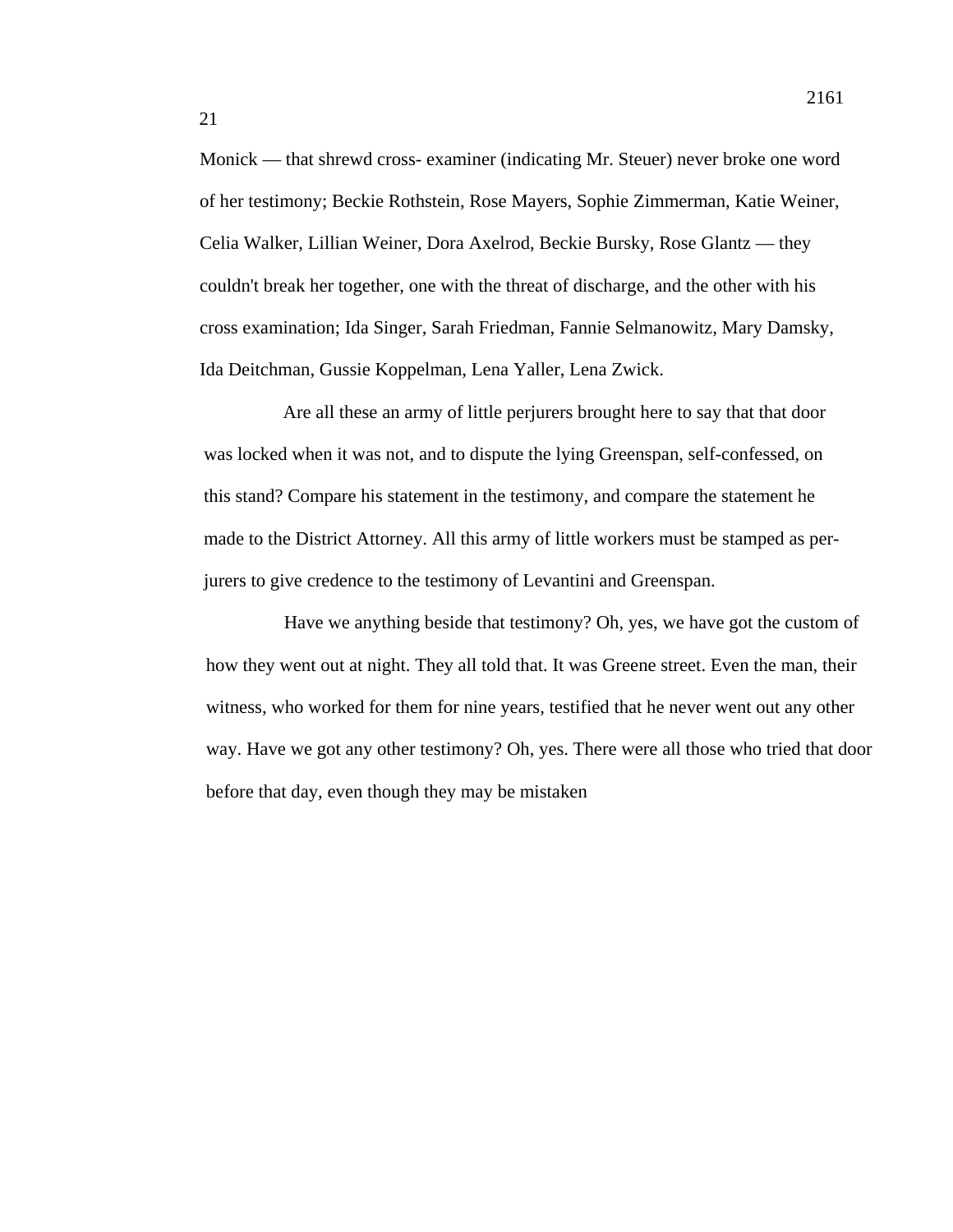Monick — that shrewd cross- examiner (indicating Mr. Steuer) never broke one word of her testimony; Beckie Rothstein, Rose Mayers, Sophie Zimmerman, Katie Weiner, Celia Walker, Lillian Weiner, Dora Axelrod, Beckie Bursky, Rose Glantz — they couldn't break her together, one with the threat of discharge, and the other with his cross examination; Ida Singer, Sarah Friedman, Fannie Selmanowitz, Mary Damsky, Ida Deitchman, Gussie Koppelman, Lena Yaller, Lena Zwick.

Are all these an army of little perjurers brought here to say that that door was locked when it was not, and to dispute the lying Greenspan, self-confessed, on this stand? Compare his statement in the testimony, and compare the statement he made to the District Attorney. All this army of little workers must be stamped as perjurers to give credence to the testimony of Levantini and Greenspan.

Have we anything beside that testimony? Oh, yes, we have got the custom of how they went out at night. They all told that. It was Greene street. Even the man, their witness, who worked for them for nine years, testified that he never went out any other way. Have we got any other testimony? Oh, yes. There were all those who tried that door before that day, even though they may be mistaken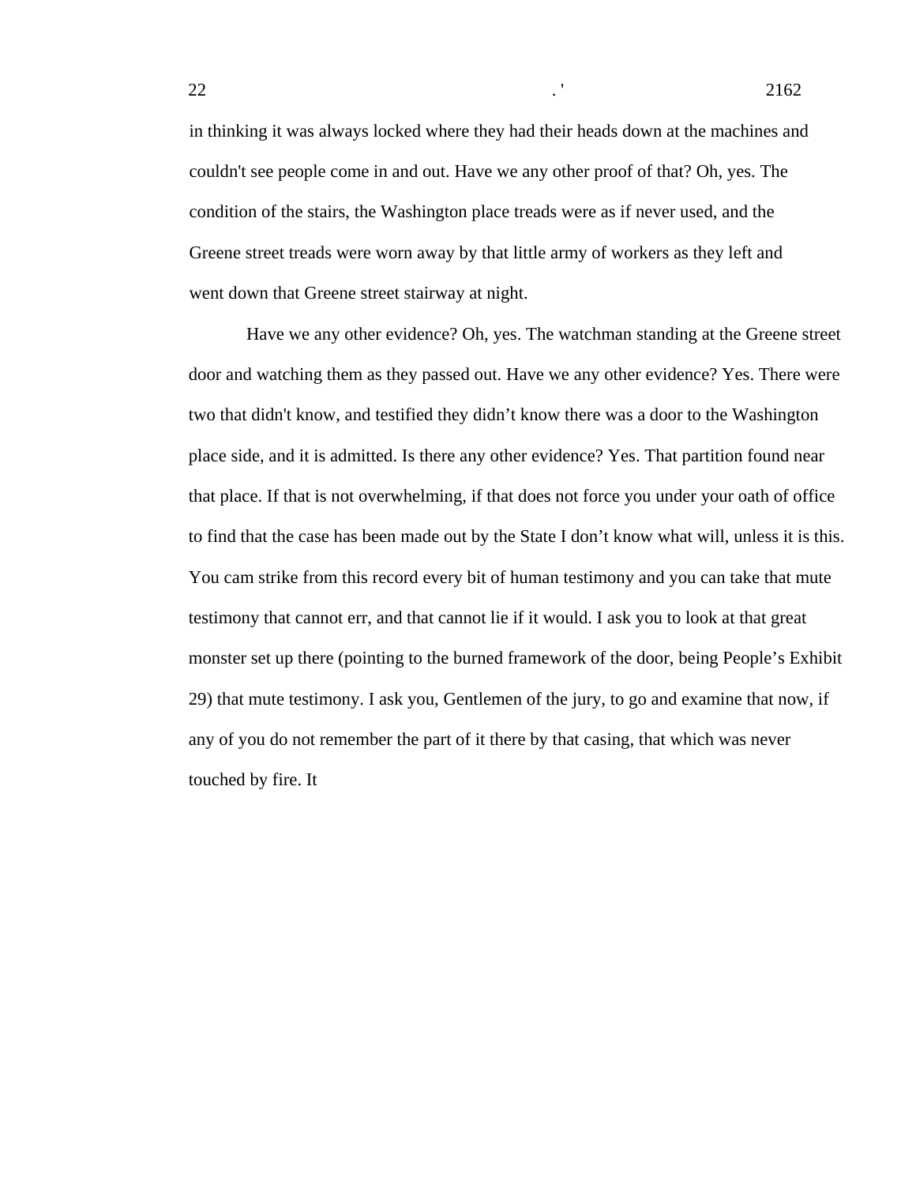in thinking it was always locked where they had their heads down at the machines and couldn't see people come in and out. Have we any other proof of that? Oh, yes. The condition of the stairs, the Washington place treads were as if never used, and the Greene street treads were worn away by that little army of workers as they left and went down that Greene street stairway at night.

Have we any other evidence? Oh, yes. The watchman standing at the Greene street door and watching them as they passed out. Have we any other evidence? Yes. There were two that didn't know, and testified they didn't know there was a door to the Washington place side, and it is admitted. Is there any other evidence? Yes. That partition found near that place. If that is not overwhelming, if that does not force you under your oath of office to find that the case has been made out by the State I don't know what will, unless it is this. You cam strike from this record every bit of human testimony and you can take that mute testimony that cannot err, and that cannot lie if it would. I ask you to look at that great monster set up there (pointing to the burned framework of the door, being People's Exhibit 29) that mute testimony. I ask you, Gentlemen of the jury, to go and examine that now, if any of you do not remember the part of it there by that casing, that which was never touched by fire. It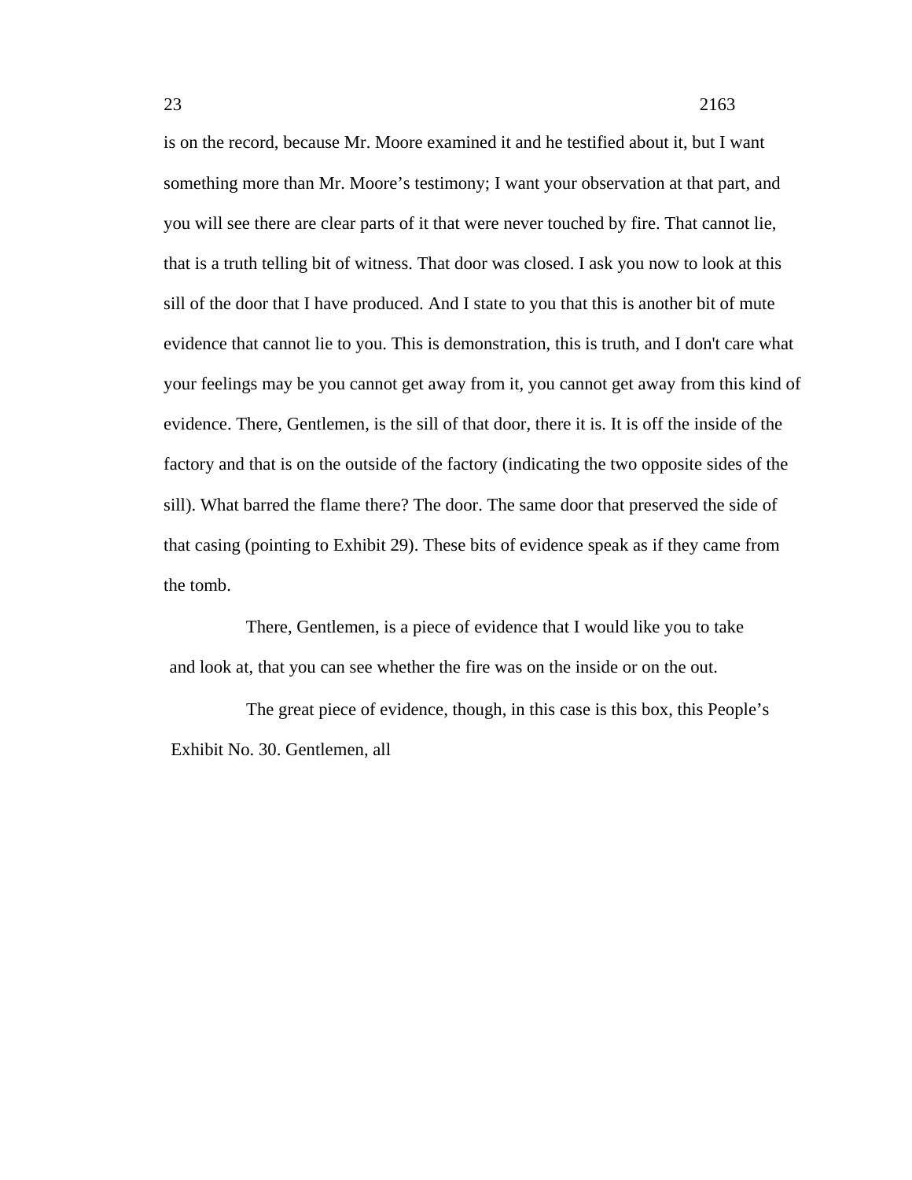is on the record, because Mr. Moore examined it and he testified about it, but I want something more than Mr. Moore's testimony; I want your observation at that part, and you will see there are clear parts of it that were never touched by fire. That cannot lie, that is a truth telling bit of witness. That door was closed. I ask you now to look at this sill of the door that I have produced. And I state to you that this is another bit of mute evidence that cannot lie to you. This is demonstration, this is truth, and I don't care what your feelings may be you cannot get away from it, you cannot get away from this kind of evidence. There, Gentlemen, is the sill of that door, there it is. It is off the inside of the factory and that is on the outside of the factory (indicating the two opposite sides of the sill). What barred the flame there? The door. The same door that preserved the side of that casing (pointing to Exhibit 29). These bits of evidence speak as if they came from the tomb.

There, Gentlemen, is a piece of evidence that I would like you to take and look at, that you can see whether the fire was on the inside or on the out.

The great piece of evidence, though, in this case is this box, this People's Exhibit No. 30. Gentlemen, all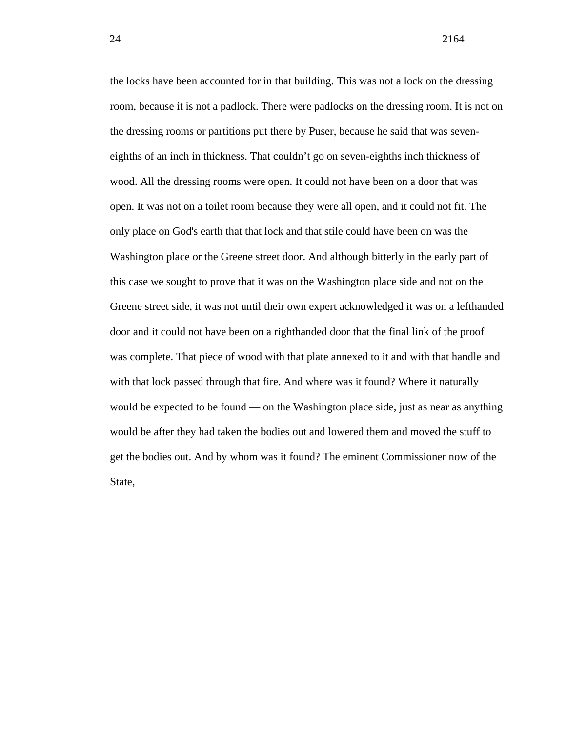the locks have been accounted for in that building. This was not a lock on the dressing room, because it is not a padlock. There were padlocks on the dressing room. It is not on the dressing rooms or partitions put there by Puser, because he said that was seven-eighths of an inch in thickness. That couldn't go on seven-eighths inch thickness of wood. All the dressing rooms were open. It could not have been on a door that was open. It was not on a toilet room because they were all open, and it could not fit. The only place on God's earth that that lock and that stile could have been on was the Washington place or the Greene street door. And although bitterly in the early part of this case we sought to prove that it was on the Washington place side and not on the Greene street side, it was not until their own expert acknowledged it was on a lefthanded door and it could not have been on a righthanded door that the final link of the proof was complete. That piece of wood with that plate annexed to it and with that handle and with that lock passed through that fire. And where was it found? Where it naturally would be expected to be found — on the Washington place side, just as near as anything would be after they had taken the bodies out and lowered them and moved the stuff to get the bodies out. And by whom was it found? The eminent Commissioner now of the State,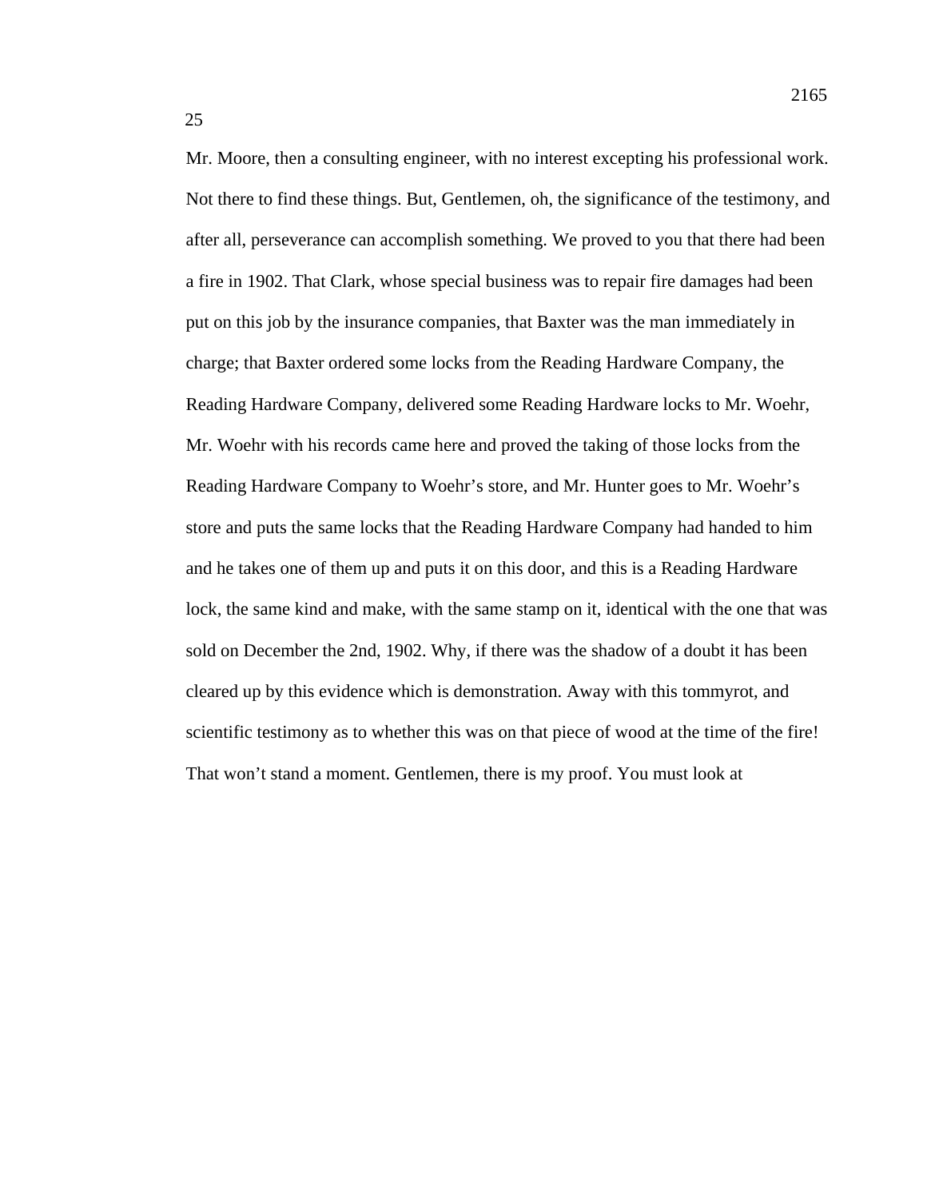Mr. Moore, then a consulting engineer, with no interest excepting his professional work. Not there to find these things. But, Gentlemen, oh, the significance of the testimony, and after all, perseverance can accomplish something. We proved to you that there had been a fire in 1902. That Clark, whose special business was to repair fire damages had been put on this job by the insurance companies, that Baxter was the man immediately in charge; that Baxter ordered some locks from the Reading Hardware Company, the Reading Hardware Company, delivered some Reading Hardware locks to Mr. Woehr, Mr. Woehr with his records came here and proved the taking of those locks from the Reading Hardware Company to Woehr's store, and Mr. Hunter goes to Mr. Woehr's store and puts the same locks that the Reading Hardware Company had handed to him and he takes one of them up and puts it on this door, and this is a Reading Hardware lock, the same kind and make, with the same stamp on it, identical with the one that was sold on December the 2nd, 1902. Why, if there was the shadow of a doubt it has been cleared up by this evidence which is demonstration. Away with this tommyrot, and scientific testimony as to whether this was on that piece of wood at the time of the fire! That won't stand a moment. Gentlemen, there is my proof. You must look at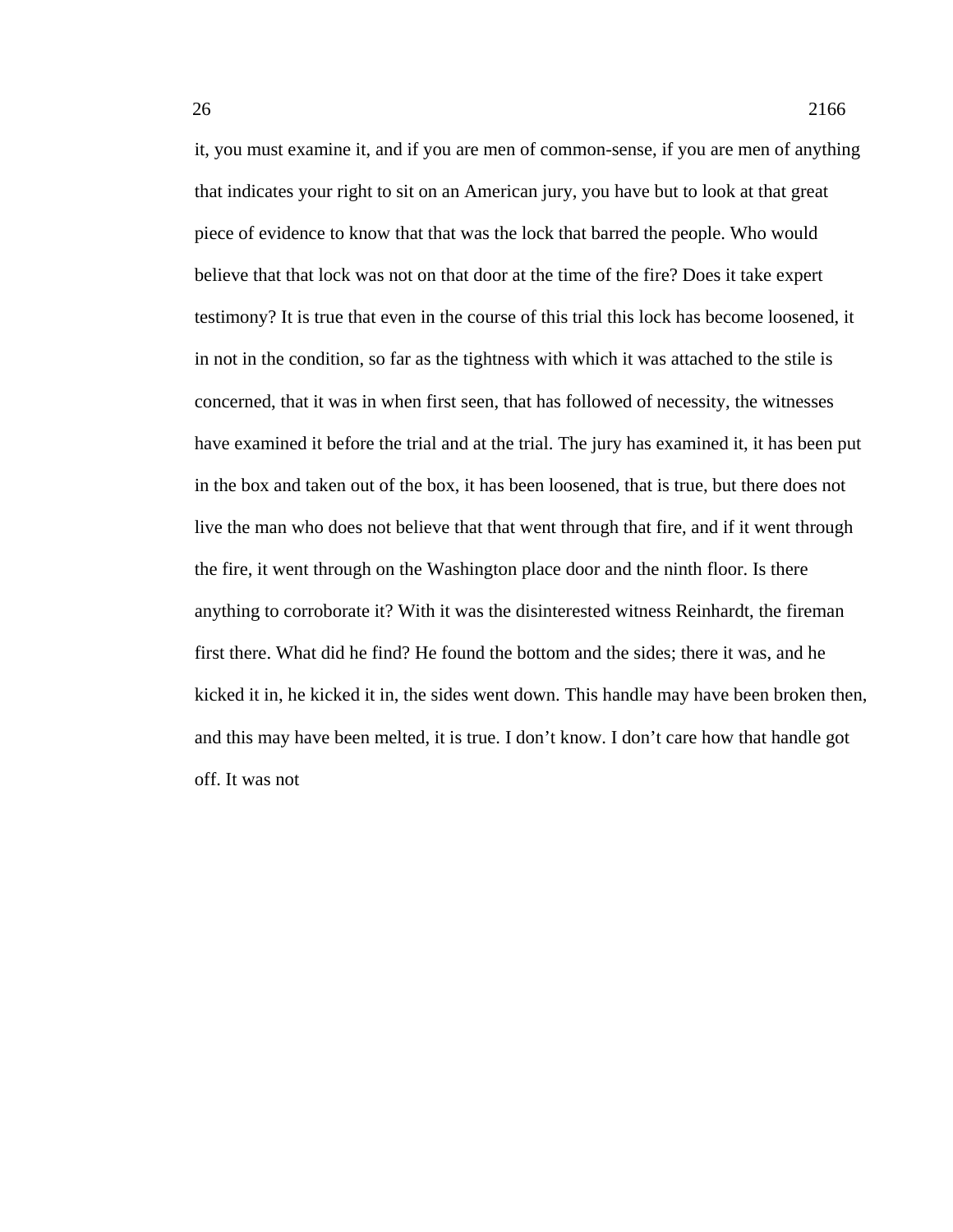it, you must examine it, and if you are men of common-sense, if you are men of anything that indicates your right to sit on an American jury, you have but to look at that great piece of evidence to know that that was the lock that barred the people. Who would believe that that lock was not on that door at the time of the fire? Does it take expert testimony? It is true that even in the course of this trial this lock has become loosened, it in not in the condition, so far as the tightness with which it was attached to the stile is concerned, that it was in when first seen, that has followed of necessity, the witnesses have examined it before the trial and at the trial. The jury has examined it, it has been put in the box and taken out of the box, it has been loosened, that is true, but there does not live the man who does not believe that that went through that fire, and if it went through the fire, it went through on the Washington place door and the ninth floor. Is there anything to corroborate it? With it was the disinterested witness Reinhardt, the fireman first there. What did he find? He found the bottom and the sides; there it was, and he kicked it in, he kicked it in, the sides went down. This handle may have been broken then, and this may have been melted, it is true. I don't know. I don't care how that handle got off. It was not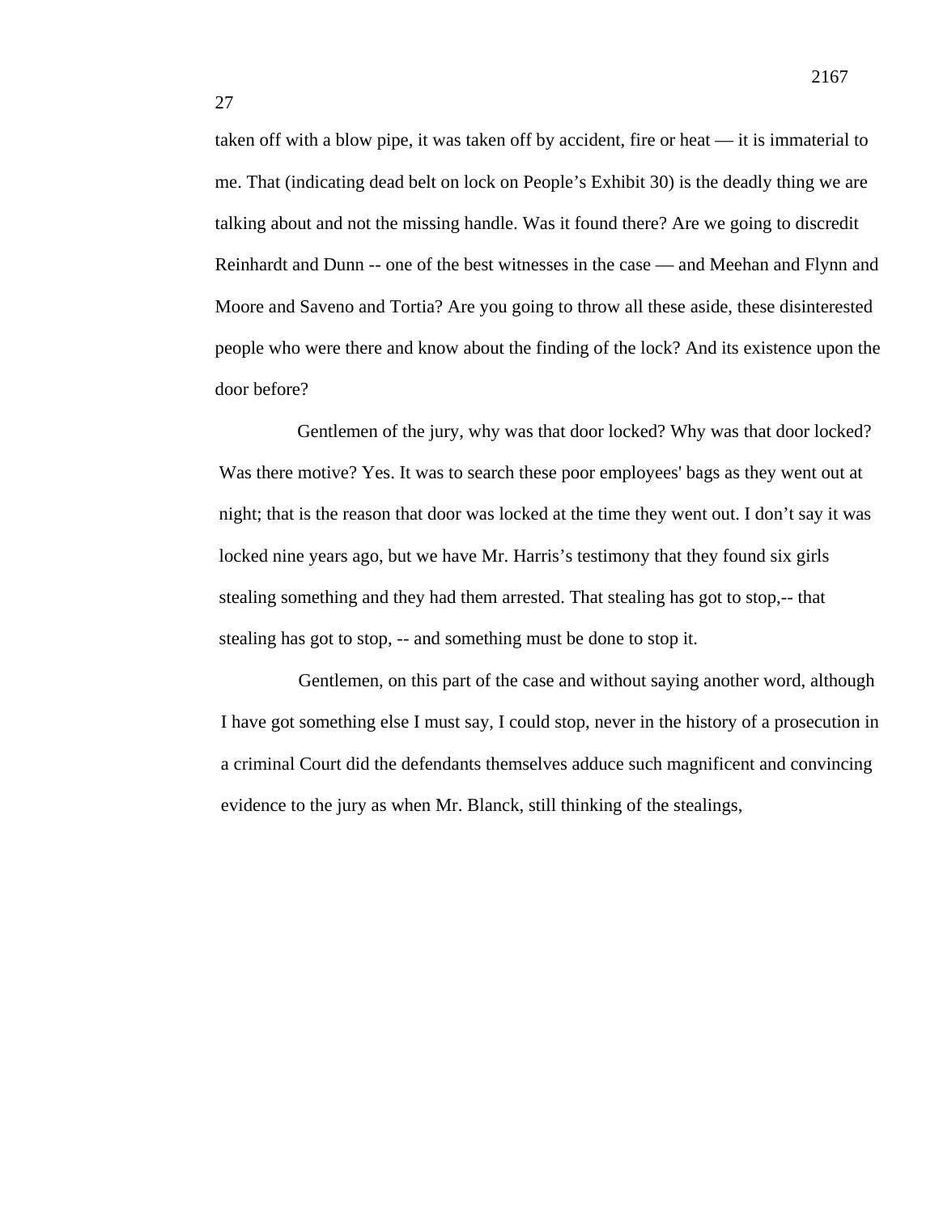taken off with a blow pipe, it was taken off by accident, fire or heat — it is immaterial to me. That (indicating dead belt on lock on People's Exhibit 30) is the deadly thing we are talking about and not the missing handle. Was it found there? Are we going to discredit Reinhardt and Dunn -- one of the best witnesses in the case — and Meehan and Flynn and Moore and Saveno and Tortia? Are you going to throw all these aside, these disinterested people who were there and know about the finding of the lock? And its existence upon the door before?

Gentlemen of the jury, why was that door locked? Why was that door locked? Was there motive? Yes. It was to search these poor employees' bags as they went out at night; that is the reason that door was locked at the time they went out. I don't say it was locked nine years ago, but we have Mr. Harris's testimony that they found six girls stealing something and they had them arrested. That stealing has got to stop,-- that stealing has got to stop, -- and something must be done to stop it.

Gentlemen, on this part of the case and without saying another word, although I have got something else I must say, I could stop, never in the history of a prosecution in a criminal Court did the defendants themselves adduce such magnificent and convincing evidence to the jury as when Mr. Blanck, still thinking of the stealings,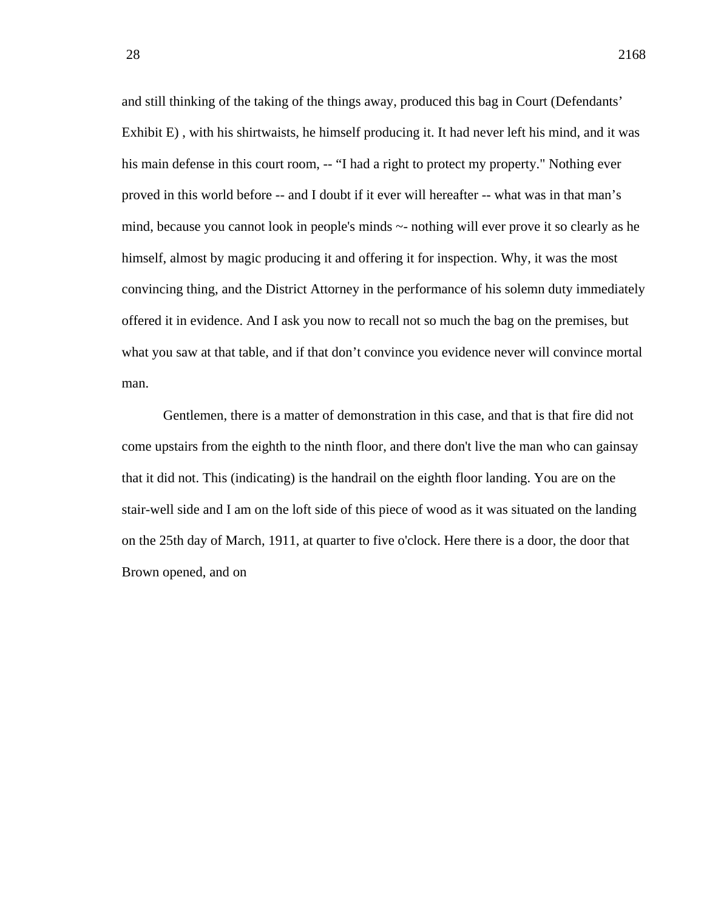and still thinking of the taking of the things away, produced this bag in Court (Defendants' Exhibit E) , with his shirtwaists, he himself producing it. It had never left his mind, and it was his main defense in this court room, -- "I had a right to protect my property." Nothing ever proved in this world before -- and I doubt if it ever will hereafter -- what was in that man's mind, because you cannot look in people's minds ~- nothing will ever prove it so clearly as he himself, almost by magic producing it and offering it for inspection. Why, it was the most convincing thing, and the District Attorney in the performance of his solemn duty immediately offered it in evidence. And I ask you now to recall not so much the bag on the premises, but what you saw at that table, and if that don't convince you evidence never will convince mortal man.

Gentlemen, there is a matter of demonstration in this case, and that is that fire did not come upstairs from the eighth to the ninth floor, and there don't live the man who can gainsay that it did not. This (indicating) is the handrail on the eighth floor landing. You are on the stair-well side and I am on the loft side of this piece of wood as it was situated on the landing on the 25th day of March, 1911, at quarter to five o'clock. Here there is a door, the door that Brown opened, and on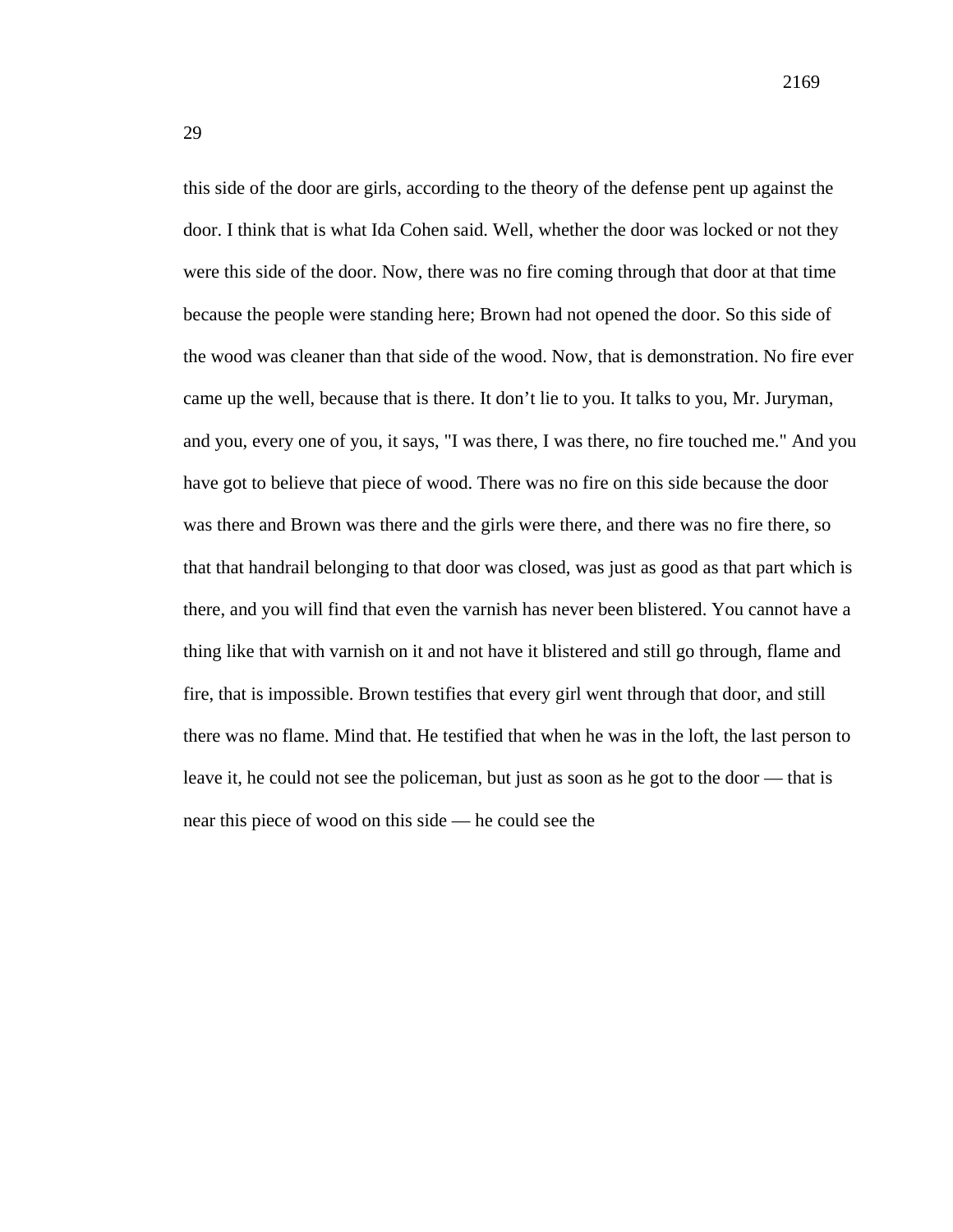this side of the door are girls, according to the theory of the defense pent up against the door. I think that is what Ida Cohen said. Well, whether the door was locked or not they were this side of the door. Now, there was no fire coming through that door at that time because the people were standing here; Brown had not opened the door. So this side of the wood was cleaner than that side of the wood. Now, that is demonstration. No fire ever came up the well, because that is there. It don't lie to you. It talks to you, Mr. Juryman, and you, every one of you, it says, "I was there, I was there, no fire touched me." And you have got to believe that piece of wood. There was no fire on this side because the door was there and Brown was there and the girls were there, and there was no fire there, so that that handrail belonging to that door was closed, was just as good as that part which is there, and you will find that even the varnish has never been blistered. You cannot have a thing like that with varnish on it and not have it blistered and still go through, flame and fire, that is impossible. Brown testifies that every girl went through that door, and still there was no flame. Mind that. He testified that when he was in the loft, the last person to leave it, he could not see the policeman, but just as soon as he got to the door — that is near this piece of wood on this side — he could see the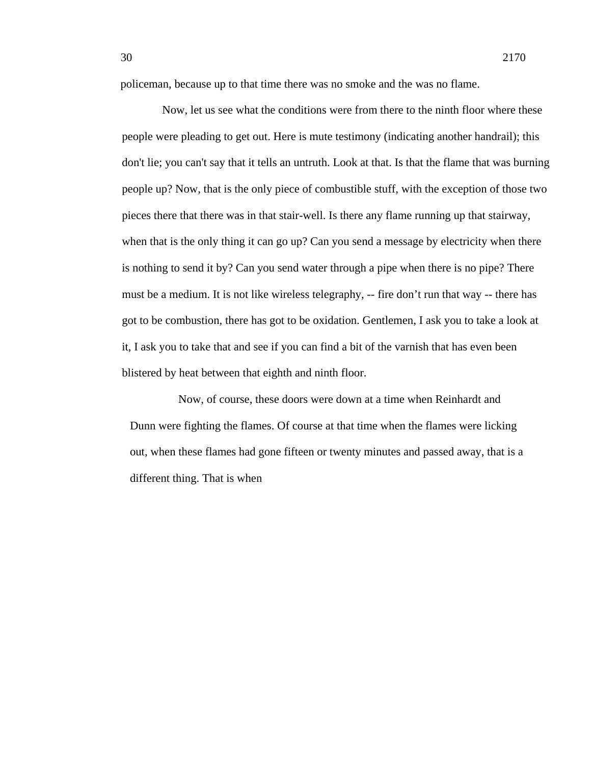policeman, because up to that time there was no smoke and the was no flame.

Now, let us see what the conditions were from there to the ninth floor where these people were pleading to get out. Here is mute testimony (indicating another handrail); this don't lie; you can't say that it tells an untruth. Look at that. Is that the flame that was burning people up? Now, that is the only piece of combustible stuff, with the exception of those two pieces there that there was in that stair-well. Is there any flame running up that stairway, when that is the only thing it can go up? Can you send a message by electricity when there is nothing to send it by? Can you send water through a pipe when there is no pipe? There must be a medium. It is not like wireless telegraphy, -- fire don't run that way -- there has got to be combustion, there has got to be oxidation. Gentlemen, I ask you to take a look at it, I ask you to take that and see if you can find a bit of the varnish that has even been blistered by heat between that eighth and ninth floor.

Now, of course, these doors were down at a time when Reinhardt and Dunn were fighting the flames. Of course at that time when the flames were licking out, when these flames had gone fifteen or twenty minutes and passed away, that is a different thing. That is when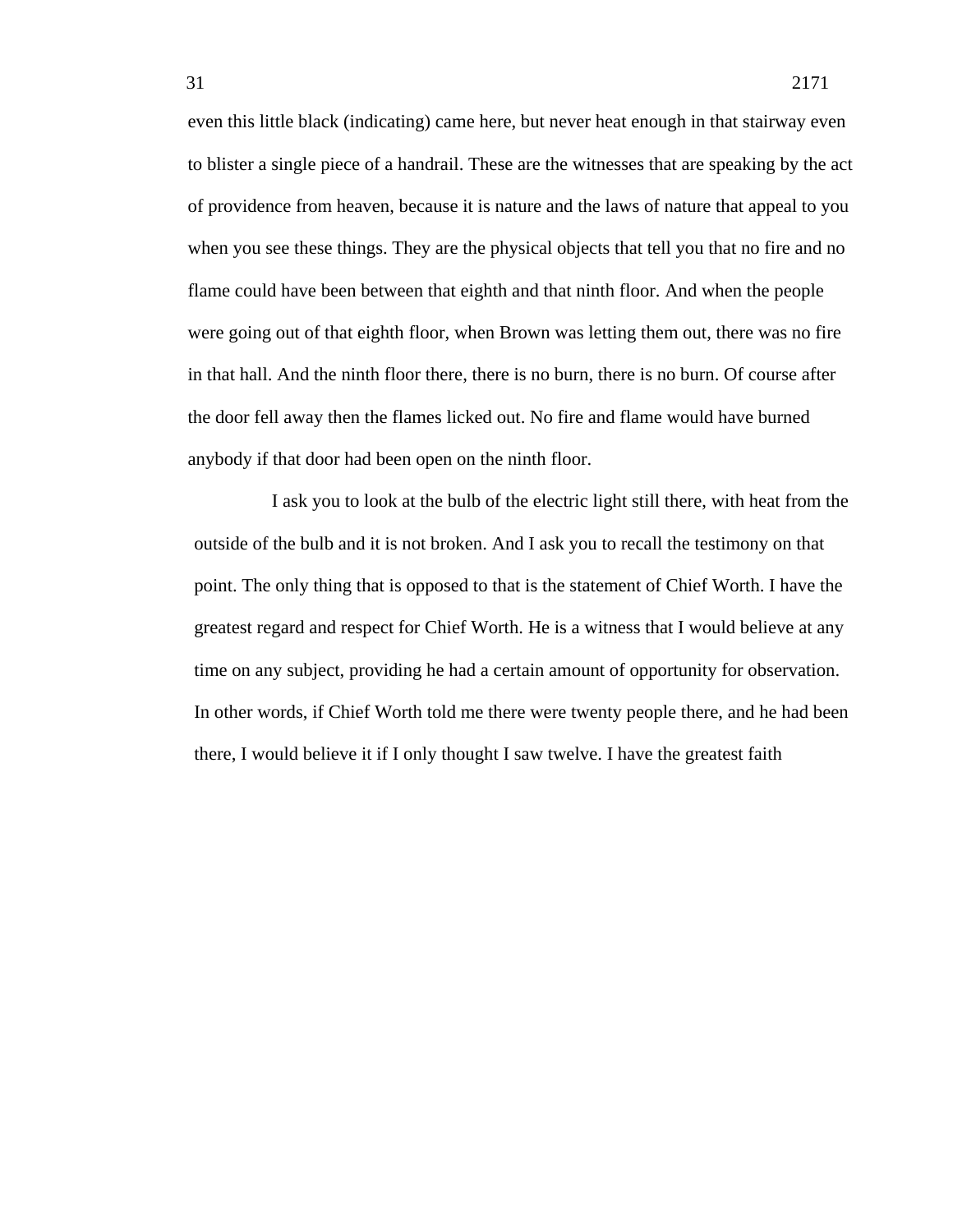even this little black (indicating) came here, but never heat enough in that stairway even to blister a single piece of a handrail. These are the witnesses that are speaking by the act of providence from heaven, because it is nature and the laws of nature that appeal to you when you see these things. They are the physical objects that tell you that no fire and no flame could have been between that eighth and that ninth floor. And when the people were going out of that eighth floor, when Brown was letting them out, there was no fire in that hall. And the ninth floor there, there is no burn, there is no burn. Of course after the door fell away then the flames licked out. No fire and flame would have burned anybody if that door had been open on the ninth floor.

I ask you to look at the bulb of the electric light still there, with heat from the outside of the bulb and it is not broken. And I ask you to recall the testimony on that point. The only thing that is opposed to that is the statement of Chief Worth. I have the greatest regard and respect for Chief Worth. He is a witness that I would believe at any time on any subject, providing he had a certain amount of opportunity for observation. In other words, if Chief Worth told me there were twenty people there, and he had been there, I would believe it if I only thought I saw twelve. I have the greatest faith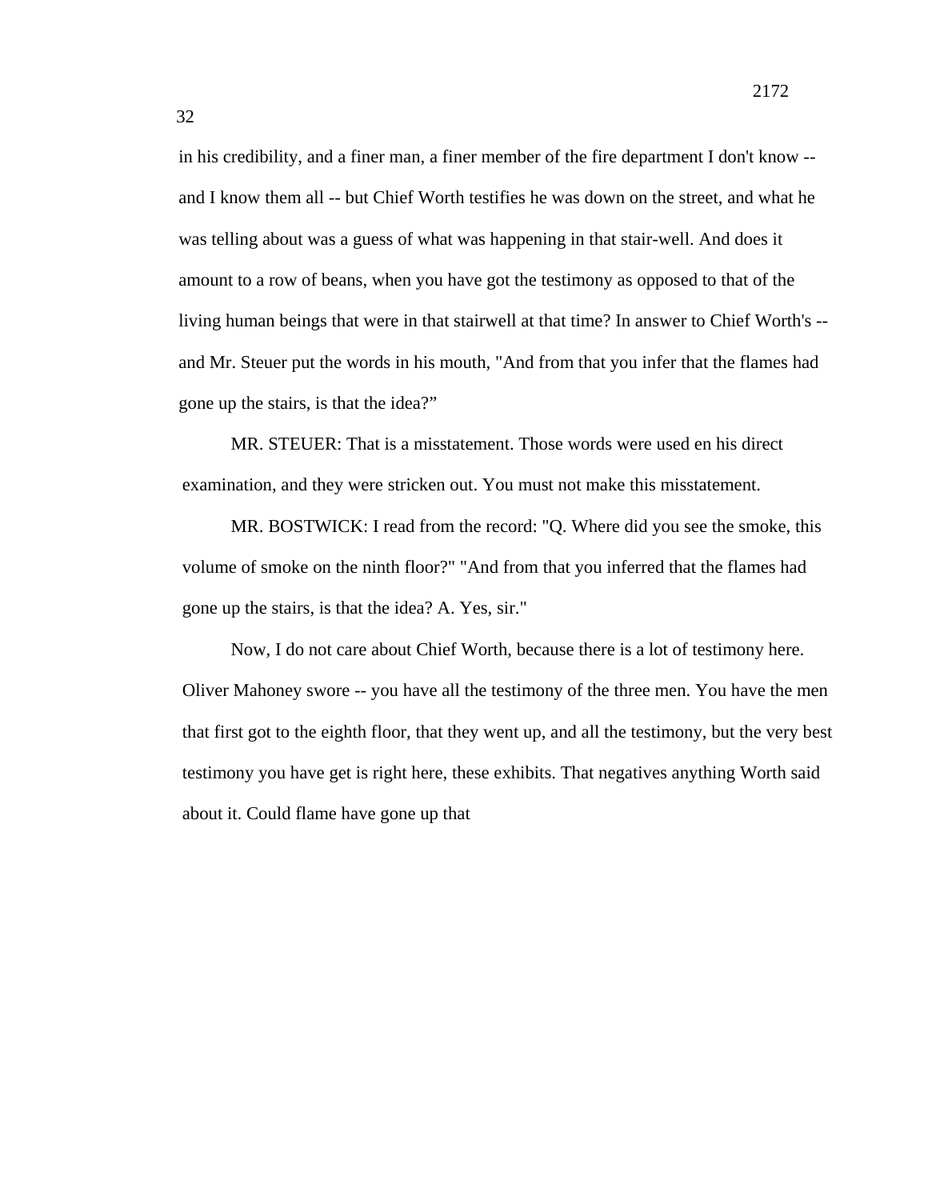in his credibility, and a finer man, a finer member of the fire department I don't know -- and I know them all -- but Chief Worth testifies he was down on the street, and what he was telling about was a guess of what was happening in that stair-well. And does it amount to a row of beans, when you have got the testimony as opposed to that of the living human beings that were in that stairwell at that time? In answer to Chief Worth's -- and Mr. Steuer put the words in his mouth, "And from that you infer that the flames had gone up the stairs, is that the idea?"

MR. STEUER: That is a misstatement. Those words were used en his direct examination, and they were stricken out. You must not make this misstatement.

MR. BOSTWICK: I read from the record: "Q. Where did you see the smoke, this volume of smoke on the ninth floor?" "And from that you inferred that the flames had gone up the stairs, is that the idea? A. Yes, sir."

Now, I do not care about Chief Worth, because there is a lot of testimony here. Oliver Mahoney swore -- you have all the testimony of the three men. You have the men that first got to the eighth floor, that they went up, and all the testimony, but the very best testimony you have get is right here, these exhibits. That negatives anything Worth said about it. Could flame have gone up that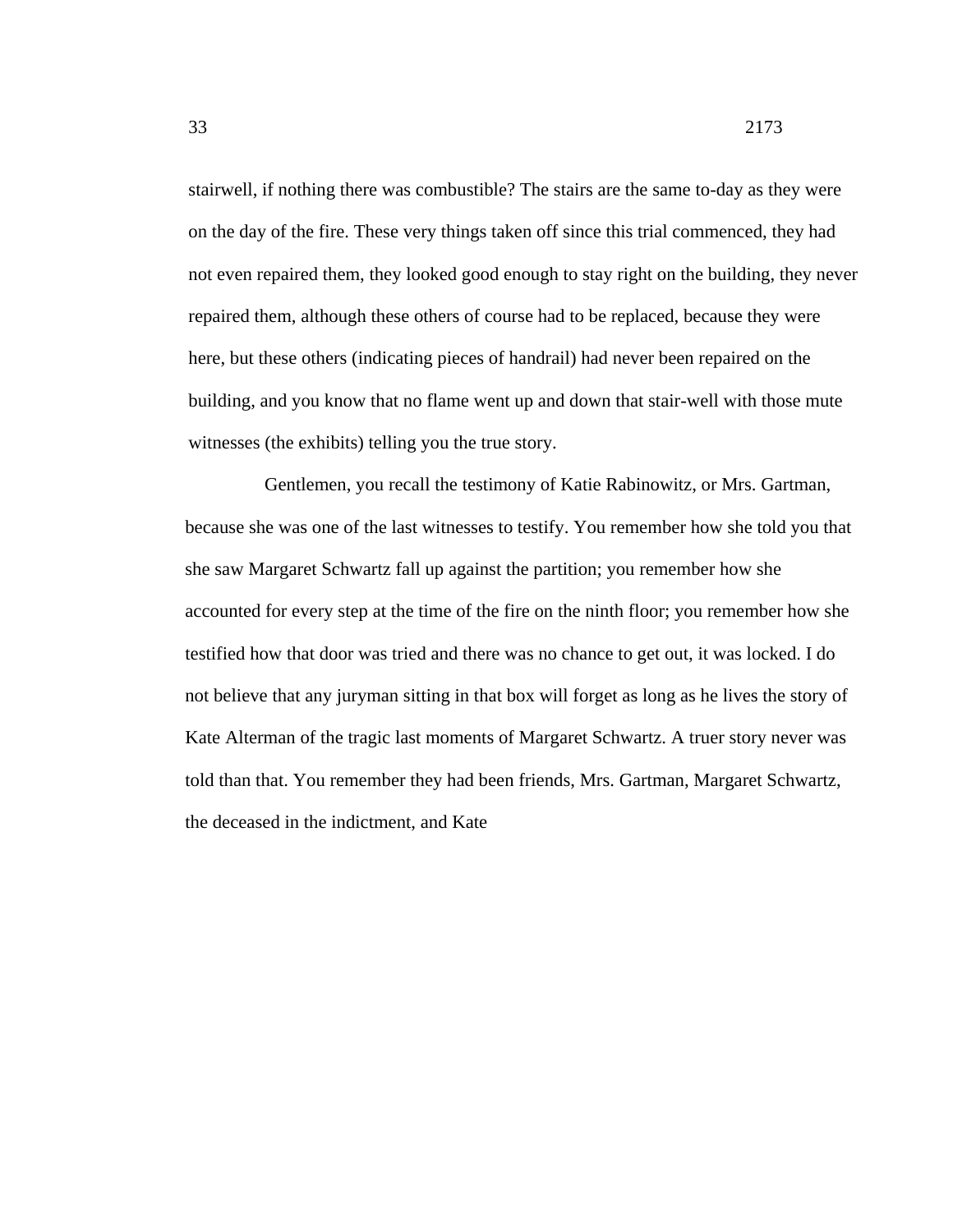stairwell, if nothing there was combustible? The stairs are the same to-day as they were on the day of the fire. These very things taken off since this trial commenced, they had not even repaired them, they looked good enough to stay right on the building, they never repaired them, although these others of course had to be replaced, because they were here, but these others (indicating pieces of handrail) had never been repaired on the building, and you know that no flame went up and down that stair-well with those mute witnesses (the exhibits) telling you the true story.

Gentlemen, you recall the testimony of Katie Rabinowitz, or Mrs. Gartman, because she was one of the last witnesses to testify. You remember how she told you that she saw Margaret Schwartz fall up against the partition; you remember how she accounted for every step at the time of the fire on the ninth floor; you remember how she testified how that door was tried and there was no chance to get out, it was locked. I do not believe that any juryman sitting in that box will forget as long as he lives the story of Kate Alterman of the tragic last moments of Margaret Schwartz. A truer story never was told than that. You remember they had been friends, Mrs. Gartman, Margaret Schwartz, the deceased in the indictment, and Kate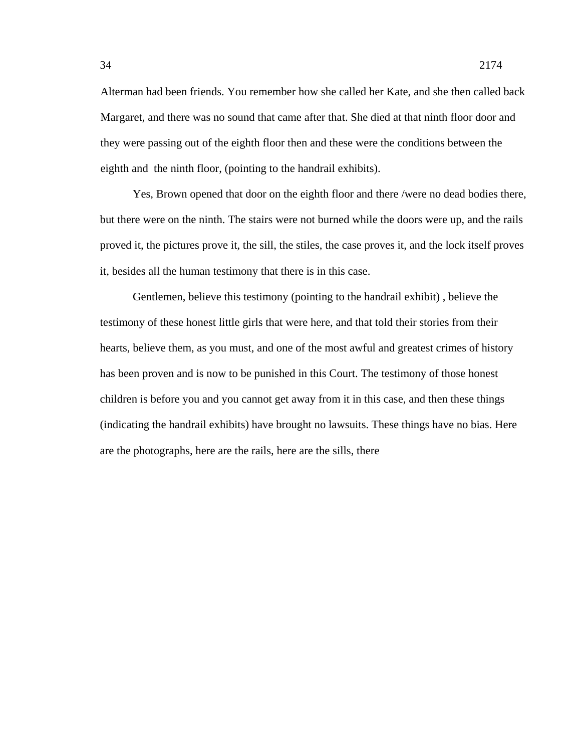Alterman had been friends. You remember how she called her Kate, and she then called back Margaret, and there was no sound that came after that. She died at that ninth floor door and they were passing out of the eighth floor then and these were the conditions between the eighth and the ninth floor, (pointing to the handrail exhibits).

Yes, Brown opened that door on the eighth floor and there /were no dead bodies there, but there were on the ninth. The stairs were not burned while the doors were up, and the rails proved it, the pictures prove it, the sill, the stiles, the case proves it, and the lock itself proves it, besides all the human testimony that there is in this case.

Gentlemen, believe this testimony (pointing to the handrail exhibit) , believe the testimony of these honest little girls that were here, and that told their stories from their hearts, believe them, as you must, and one of the most awful and greatest crimes of history has been proven and is now to be punished in this Court. The testimony of those honest children is before you and you cannot get away from it in this case, and then these things (indicating the handrail exhibits) have brought no lawsuits. These things have no bias. Here are the photographs, here are the rails, here are the sills, there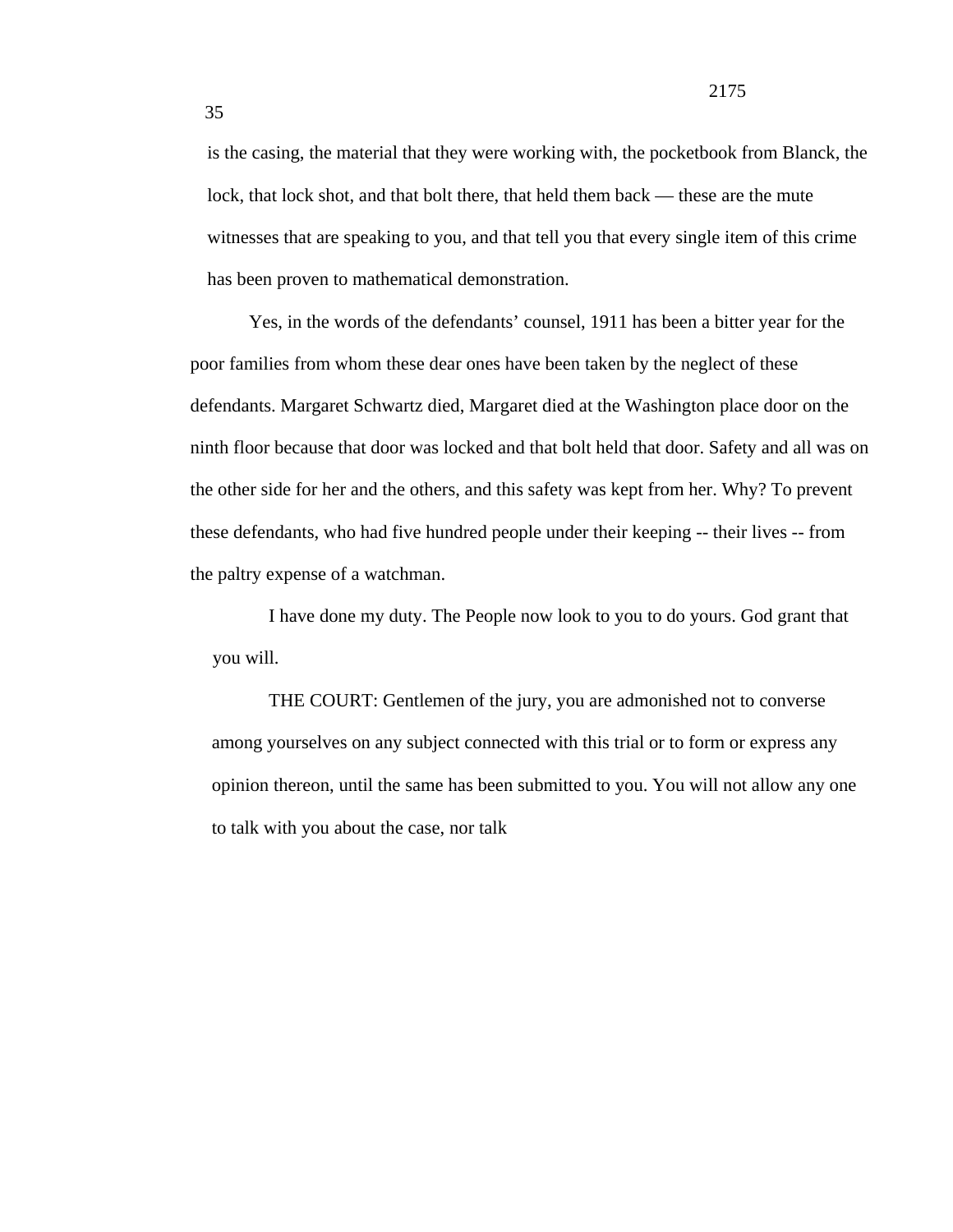is the casing, the material that they were working with, the pocketbook from Blanck, the lock, that lock shot, and that bolt there, that held them back — these are the mute witnesses that are speaking to you, and that tell you that every single item of this crime has been proven to mathematical demonstration.

Yes, in the words of the defendants' counsel, 1911 has been a bitter year for the poor families from whom these dear ones have been taken by the neglect of these defendants. Margaret Schwartz died, Margaret died at the Washington place door on the ninth floor because that door was locked and that bolt held that door. Safety and all was on the other side for her and the others, and this safety was kept from her. Why? To prevent these defendants, who had five hundred people under their keeping -- their lives -- from the paltry expense of a watchman.

I have done my duty. The People now look to you to do yours. God grant that you will.

THE COURT: Gentlemen of the jury, you are admonished not to converse among yourselves on any subject connected with this trial or to form or express any opinion thereon, until the same has been submitted to you. You will not allow any one to talk with you about the case, nor talk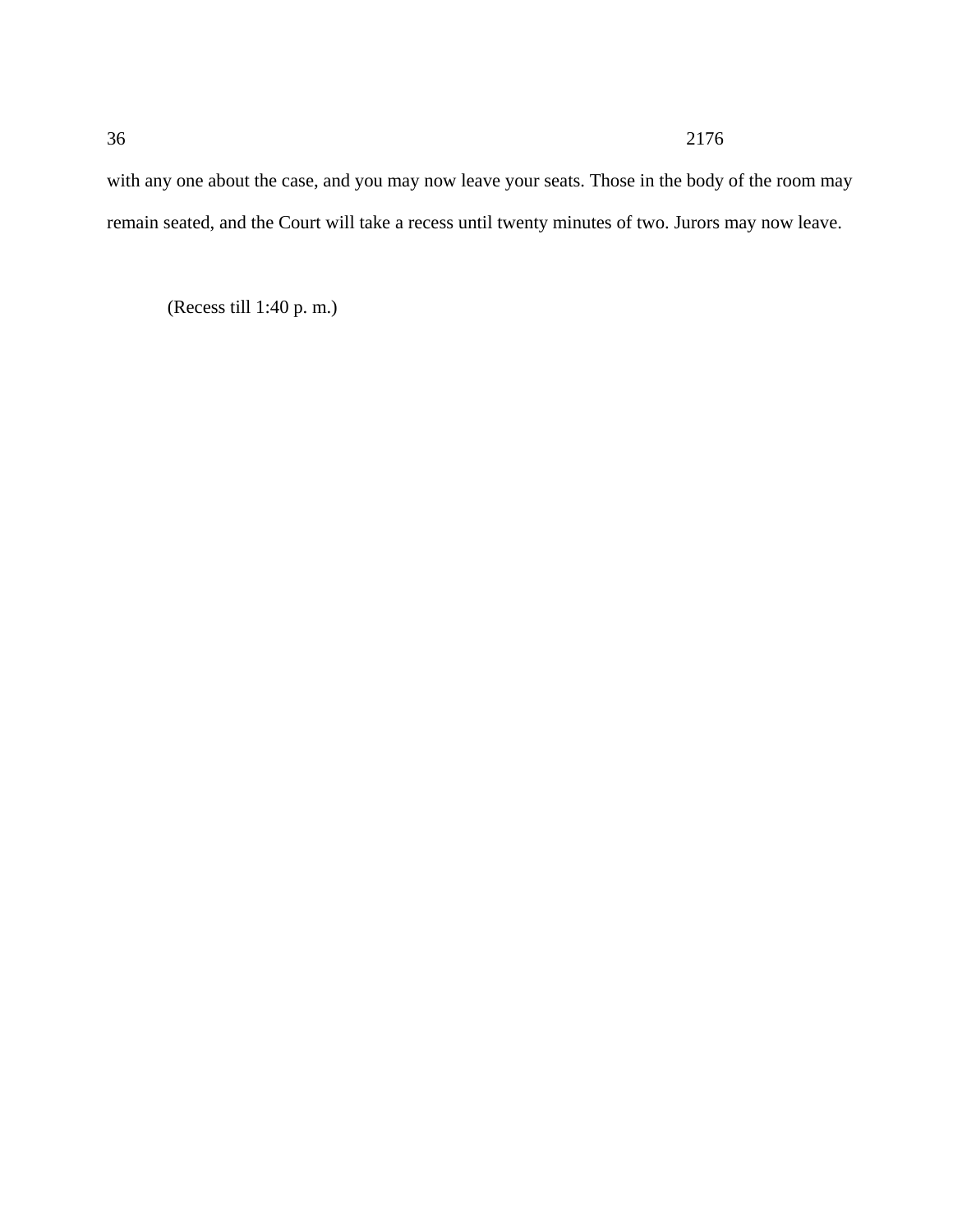with any one about the case, and you may now leave your seats. Those in the body of the room may remain seated, and the Court will take a recess until twenty minutes of two. Jurors may now leave.

(Recess till 1:40 p. m.)